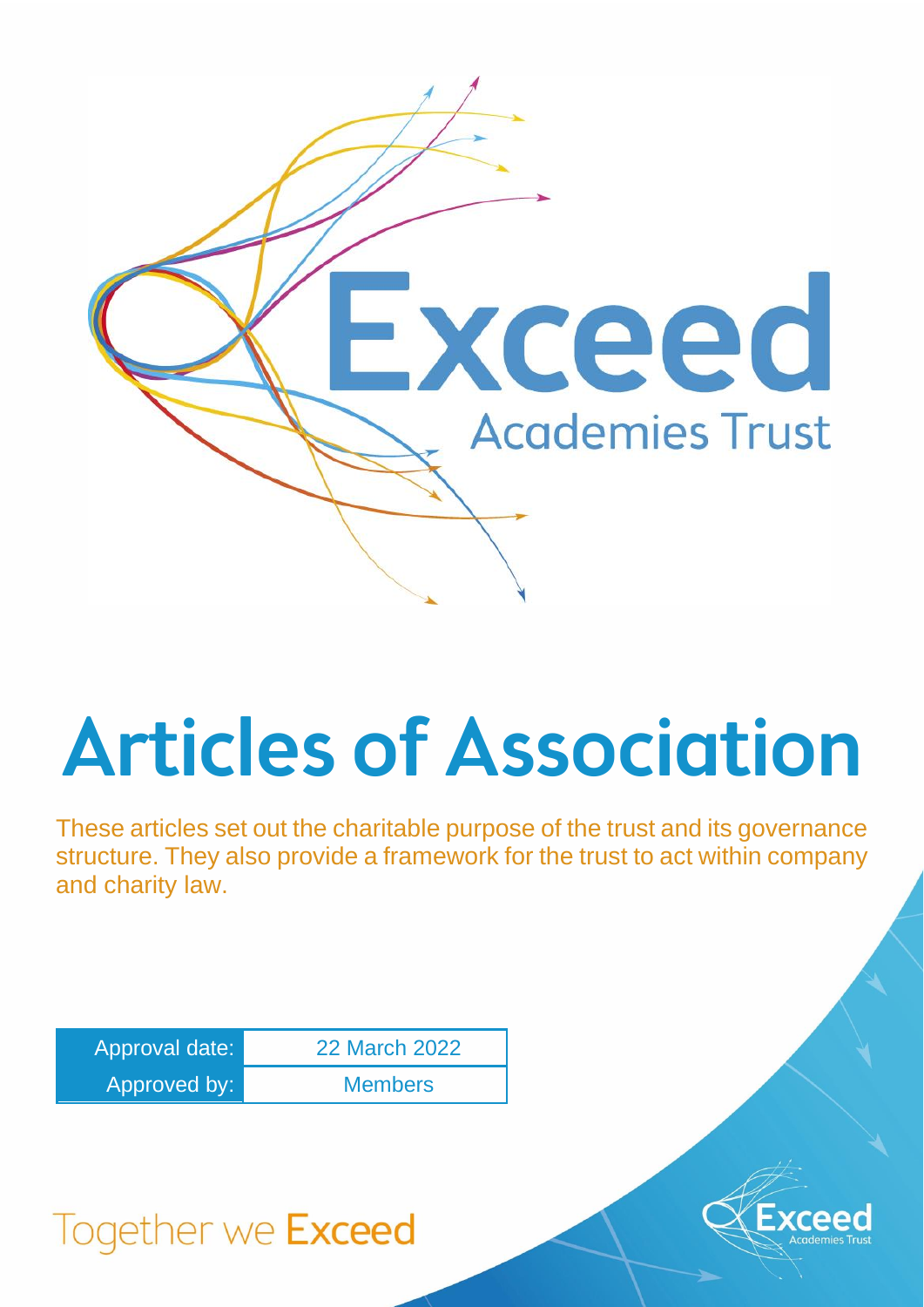Exceed Academies Trust

# Articles of Association

These articles set out the charitable purpose of the trust and its governance structure. They also provide a framework for the trust to act within company and charity law.

| Approval date: | 22 March 2022 |
| --- | --- |
| Approved by: | Members |

Together we Exceed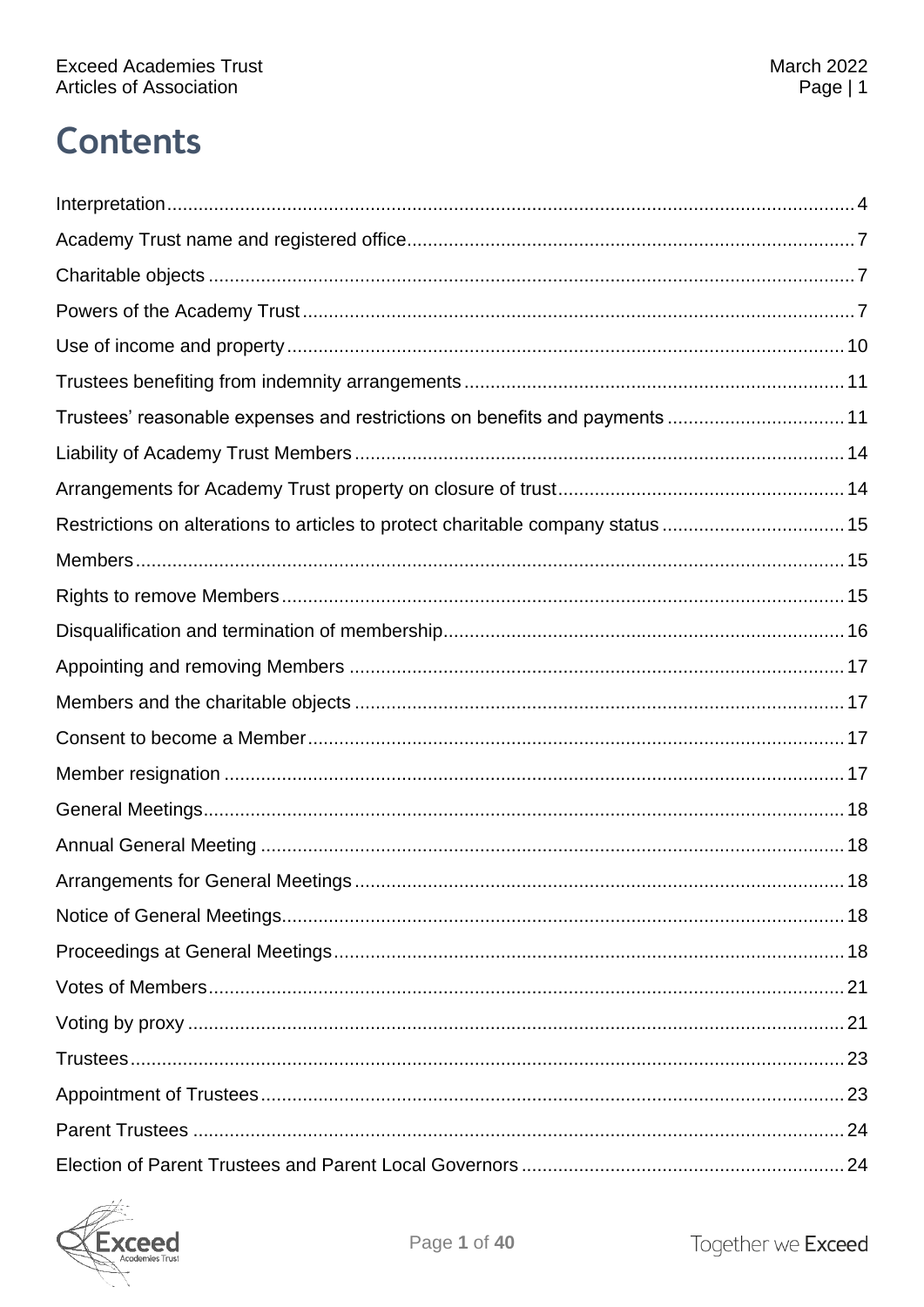# Contents

Interpretation ..... 4
Academy Trust name and registered office ..... 7
Charitable objects ..... 7
Powers of the Academy Trust ..... 7
Use of income and property ..... 10
Trustees benefiting from indemnity arrangements ..... 11
Trustees' reasonable expenses and restrictions on benefits and payments ..... 11
Liability of Academy Trust Members ..... 14
Arrangements for Academy Trust property on closure of trust ..... 14
Restrictions on alterations to articles to protect charitable company status ..... 15
Members ..... 15
Rights to remove Members ..... 15
Disqualification and termination of membership ..... 16
Appointing and removing Members ..... 17
Members and the charitable objects ..... 17
Consent to become a Member ..... 17
Member resignation ..... 17
General Meetings ..... 18
Annual General Meeting ..... 18
Arrangements for General Meetings ..... 18
Notice of General Meetings ..... 18
Proceedings at General Meetings ..... 18
Votes of Members ..... 21
Voting by proxy ..... 21
Trustees ..... 23
Appointment of Trustees ..... 23
Parent Trustees ..... 24
Election of Parent Trustees and Parent Local Governors ..... 24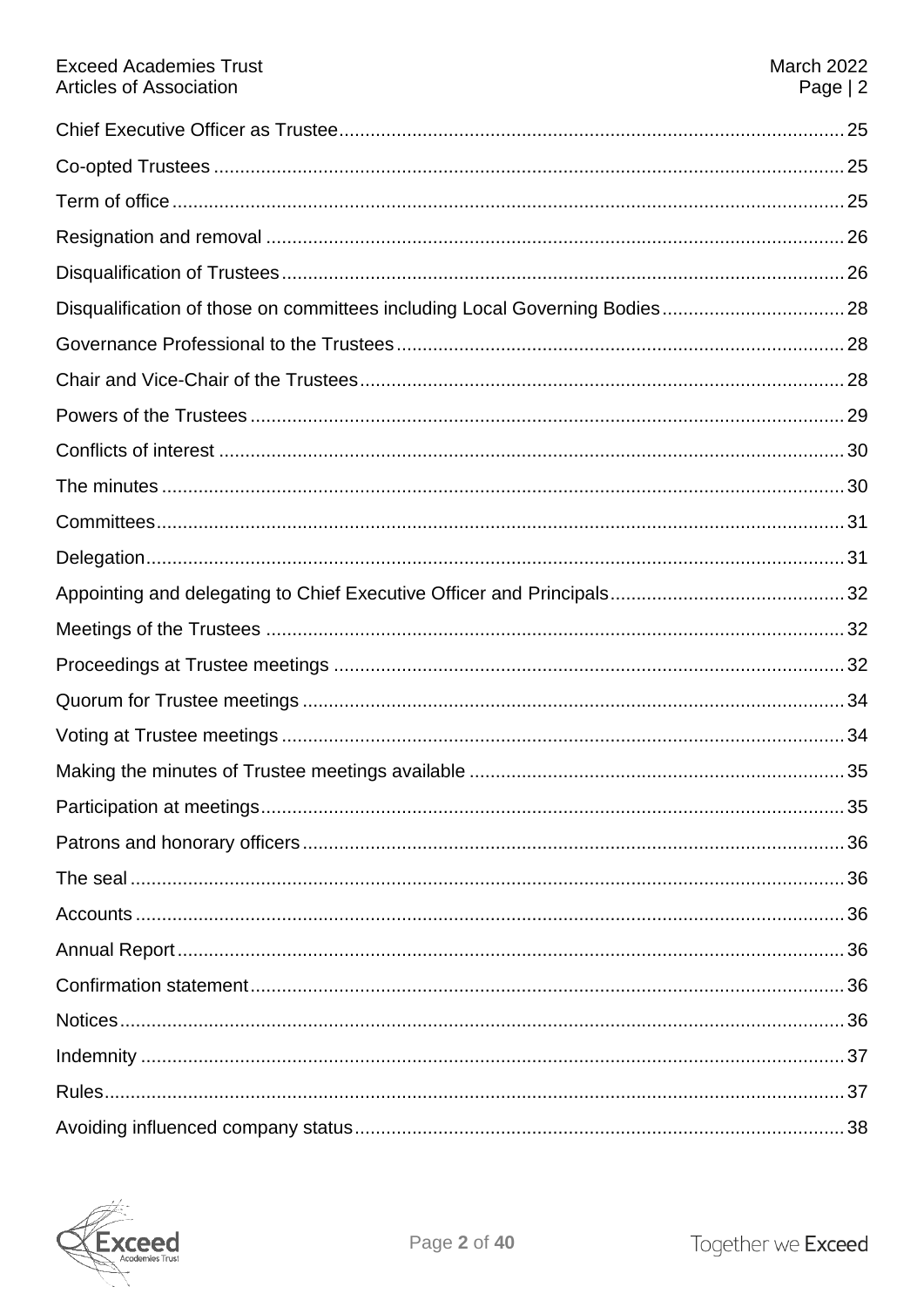| | |
|---|---|
| Chief Executive Officer as Trustee | 25 |
| Co-opted Trustees | 25 |
| Term of office | 25 |
| Resignation and removal | 26 |
| Disqualification of Trustees | 26 |
| Disqualification of those on committees including Local Governing Bodies | 28 |
| Governance Professional to the Trustees | 28 |
| Chair and Vice-Chair of the Trustees | 28 |
| Powers of the Trustees | 29 |
| Conflicts of interest | 30 |
| The minutes | 30 |
| Committees | 31 |
| Delegation | 31 |
| Appointing and delegating to Chief Executive Officer and Principals | 32 |
| Meetings of the Trustees | 32 |
| Proceedings at Trustee meetings | 32 |
| Quorum for Trustee meetings | 34 |
| Voting at Trustee meetings | 34 |
| Making the minutes of Trustee meetings available | 35 |
| Participation at meetings | 35 |
| Patrons and honorary officers | 36 |
| The seal | 36 |
| Accounts | 36 |
| Annual Report | 36 |
| Confirmation statement | 36 |
| Notices | 36 |
| Indemnity | 37 |
| Rules | 37 |
| Avoiding influenced company status | 38 |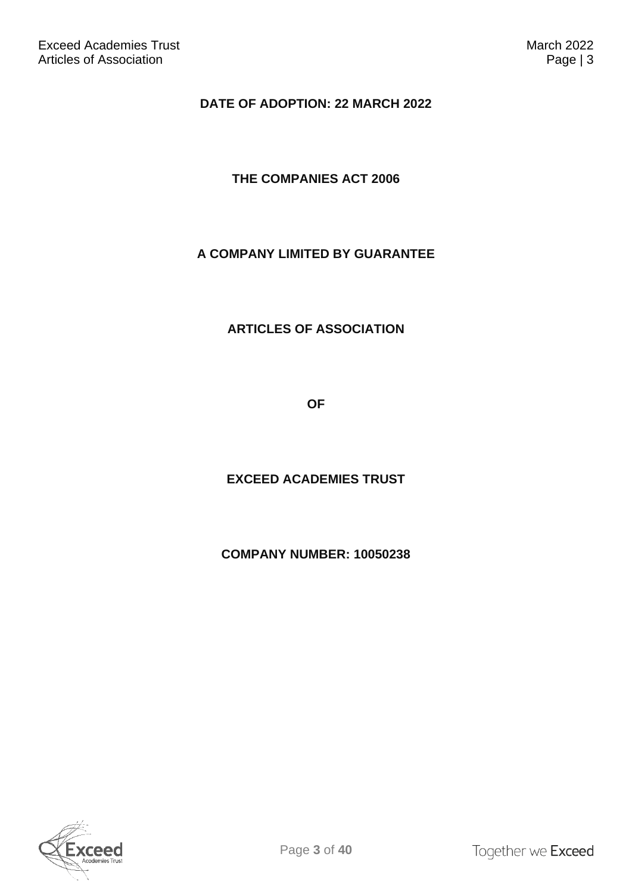**DATE OF ADOPTION: 22 MARCH 2022**

**THE COMPANIES ACT 2006**

**A COMPANY LIMITED BY GUARANTEE**

**ARTICLES OF ASSOCIATION**

**OF**

**EXCEED ACADEMIES TRUST**

**COMPANY NUMBER: 10050238**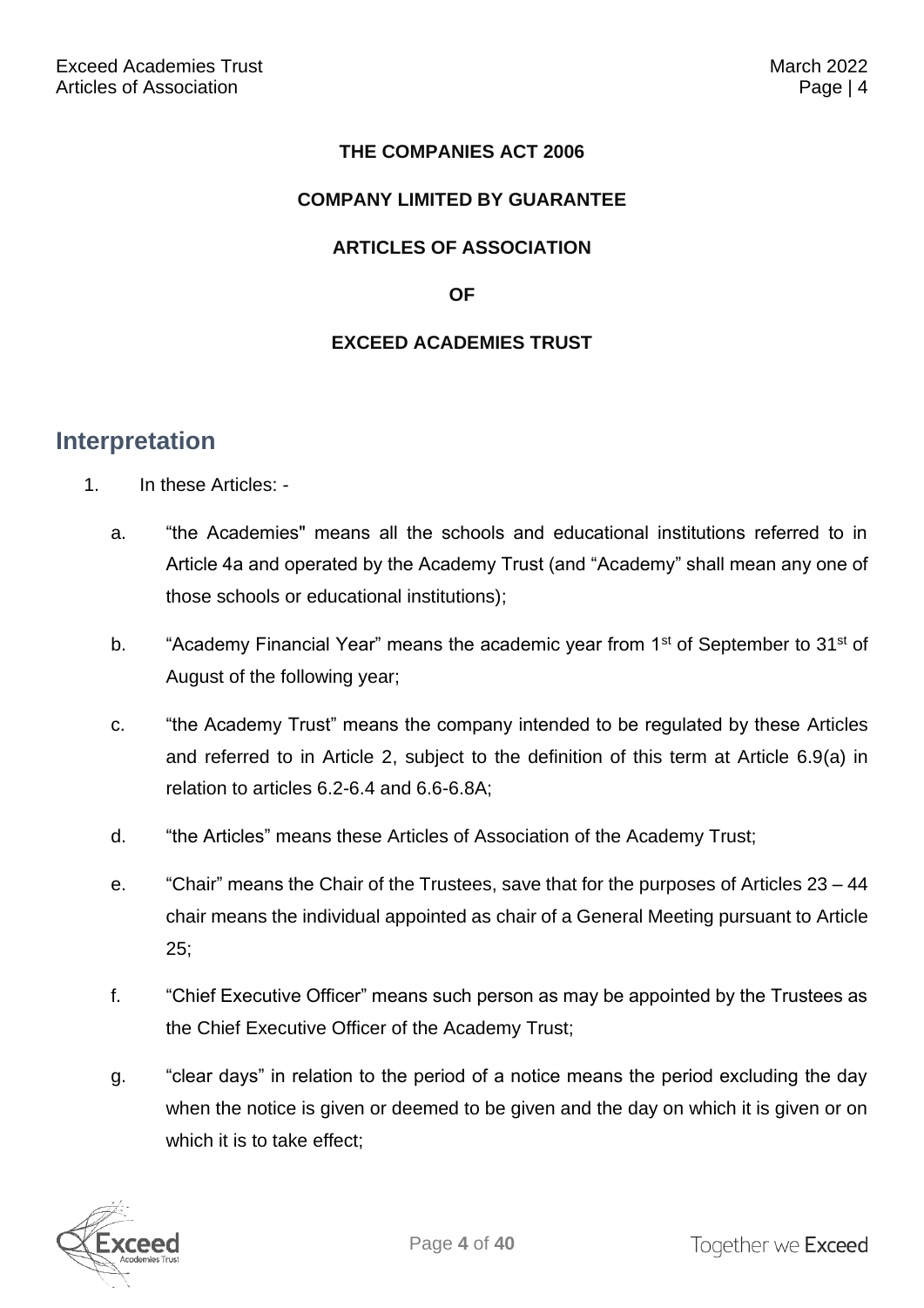**THE COMPANIES ACT 2006**

**COMPANY LIMITED BY GUARANTEE**

**ARTICLES OF ASSOCIATION**

**OF**

**EXCEED ACADEMIES TRUST**

## Interpretation

1. In these Articles: -

   a. "the Academies" means all the schools and educational institutions referred to in Article 4a and operated by the Academy Trust (and "Academy" shall mean any one of those schools or educational institutions);

   b. "Academy Financial Year" means the academic year from 1st of September to 31st of August of the following year;

   c. "the Academy Trust" means the company intended to be regulated by these Articles and referred to in Article 2, subject to the definition of this term at Article 6.9(a) in relation to articles 6.2-6.4 and 6.6-6.8A;

   d. "the Articles" means these Articles of Association of the Academy Trust;

   e. "Chair" means the Chair of the Trustees, save that for the purposes of Articles 23 – 44 chair means the individual appointed as chair of a General Meeting pursuant to Article 25;

   f. "Chief Executive Officer" means such person as may be appointed by the Trustees as the Chief Executive Officer of the Academy Trust;

   g. "clear days" in relation to the period of a notice means the period excluding the day when the notice is given or deemed to be given and the day on which it is given or on which it is to take effect;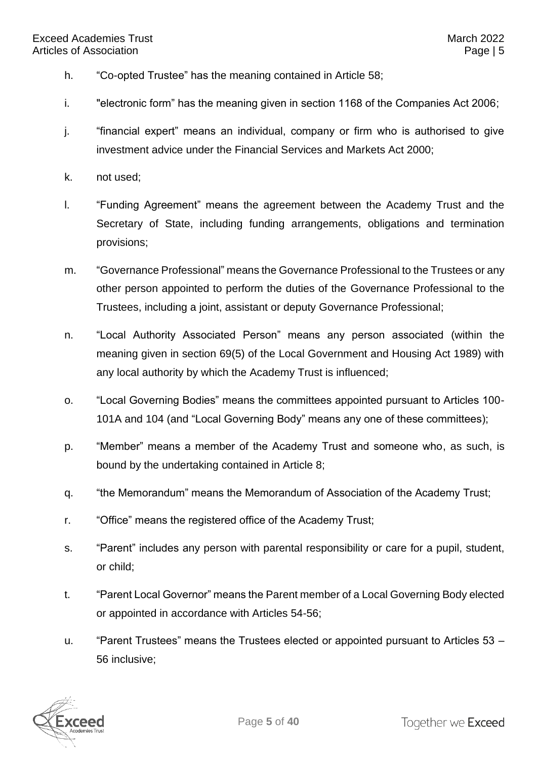h. "Co-opted Trustee" has the meaning contained in Article 58;

i. "electronic form" has the meaning given in section 1168 of the Companies Act 2006;

j. "financial expert" means an individual, company or firm who is authorised to give investment advice under the Financial Services and Markets Act 2000;

k. not used;

l. "Funding Agreement" means the agreement between the Academy Trust and the Secretary of State, including funding arrangements, obligations and termination provisions;

m. "Governance Professional" means the Governance Professional to the Trustees or any other person appointed to perform the duties of the Governance Professional to the Trustees, including a joint, assistant or deputy Governance Professional;

n. "Local Authority Associated Person" means any person associated (within the meaning given in section 69(5) of the Local Government and Housing Act 1989) with any local authority by which the Academy Trust is influenced;

o. "Local Governing Bodies" means the committees appointed pursuant to Articles 100-101A and 104 (and "Local Governing Body" means any one of these committees);

p. "Member" means a member of the Academy Trust and someone who, as such, is bound by the undertaking contained in Article 8;

q. "the Memorandum" means the Memorandum of Association of the Academy Trust;

r. "Office" means the registered office of the Academy Trust;

s. "Parent" includes any person with parental responsibility or care for a pupil, student, or child;

t. "Parent Local Governor" means the Parent member of a Local Governing Body elected or appointed in accordance with Articles 54-56;

u. "Parent Trustees" means the Trustees elected or appointed pursuant to Articles 53 – 56 inclusive;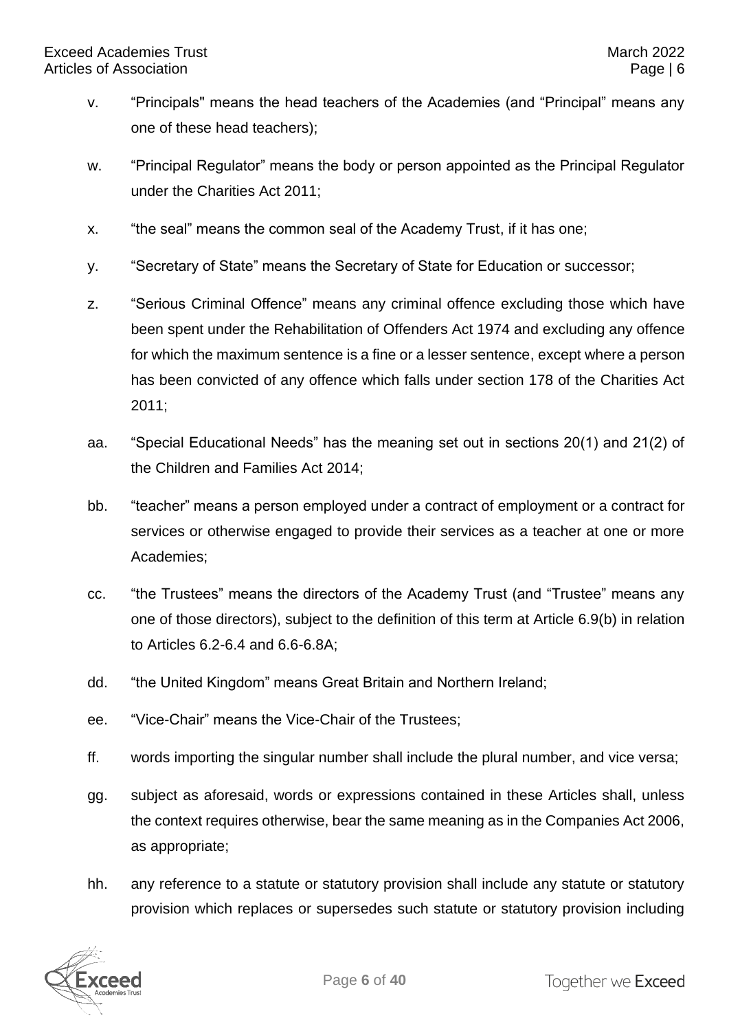v. "Principals" means the head teachers of the Academies (and "Principal" means any one of these head teachers);

w. "Principal Regulator" means the body or person appointed as the Principal Regulator under the Charities Act 2011;

x. "the seal" means the common seal of the Academy Trust, if it has one;

y. "Secretary of State" means the Secretary of State for Education or successor;

z. "Serious Criminal Offence" means any criminal offence excluding those which have been spent under the Rehabilitation of Offenders Act 1974 and excluding any offence for which the maximum sentence is a fine or a lesser sentence, except where a person has been convicted of any offence which falls under section 178 of the Charities Act 2011;

aa. "Special Educational Needs" has the meaning set out in sections 20(1) and 21(2) of the Children and Families Act 2014;

bb. "teacher" means a person employed under a contract of employment or a contract for services or otherwise engaged to provide their services as a teacher at one or more Academies;

cc. "the Trustees" means the directors of the Academy Trust (and "Trustee" means any one of those directors), subject to the definition of this term at Article 6.9(b) in relation to Articles 6.2-6.4 and 6.6-6.8A;

dd. "the United Kingdom" means Great Britain and Northern Ireland;

ee. "Vice-Chair" means the Vice-Chair of the Trustees;

ff. words importing the singular number shall include the plural number, and vice versa;

gg. subject as aforesaid, words or expressions contained in these Articles shall, unless the context requires otherwise, bear the same meaning as in the Companies Act 2006, as appropriate;

hh. any reference to a statute or statutory provision shall include any statute or statutory provision which replaces or supersedes such statute or statutory provision including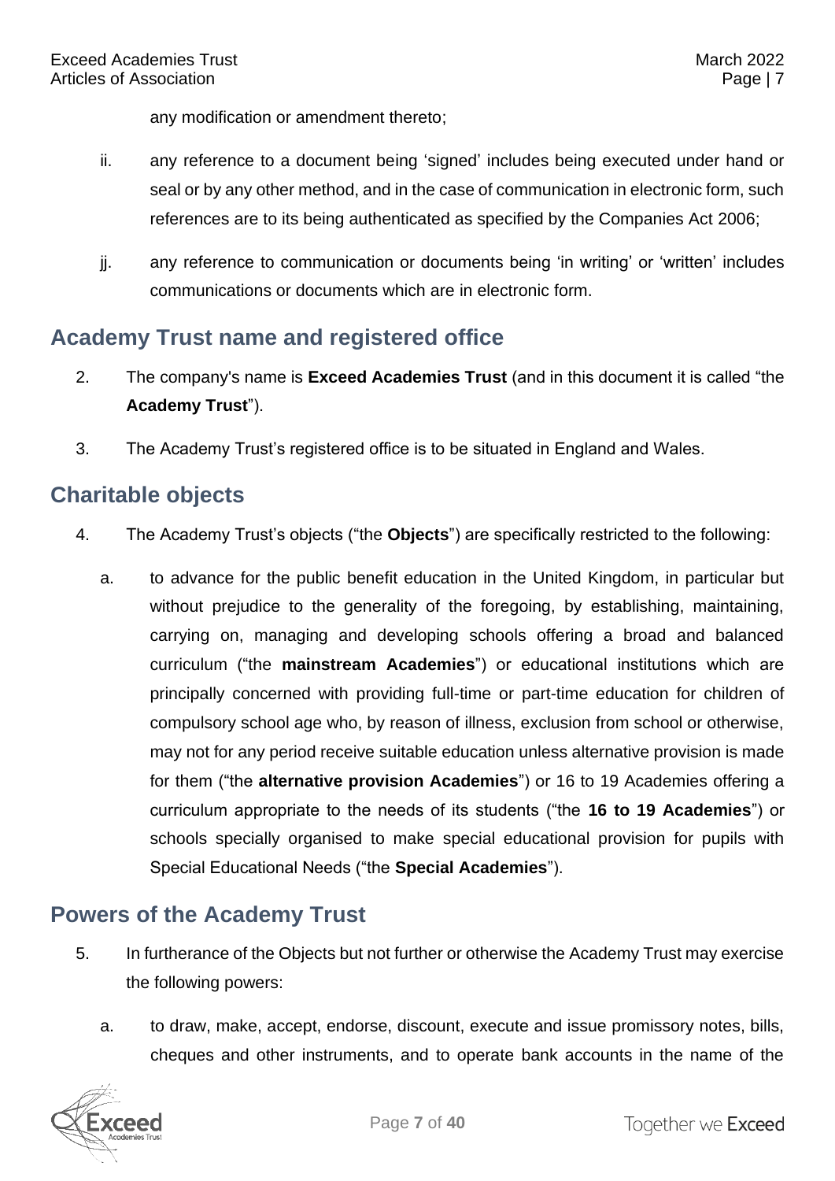any modification or amendment thereto;

ii. any reference to a document being 'signed' includes being executed under hand or seal or by any other method, and in the case of communication in electronic form, such references are to its being authenticated as specified by the Companies Act 2006;

jj. any reference to communication or documents being 'in writing' or 'written' includes communications or documents which are in electronic form.

## Academy Trust name and registered office

2. The company's name is **Exceed Academies Trust** (and in this document it is called "the **Academy Trust**").

3. The Academy Trust's registered office is to be situated in England and Wales.

## Charitable objects

4. The Academy Trust's objects ("the **Objects**") are specifically restricted to the following:

   a. to advance for the public benefit education in the United Kingdom, in particular but without prejudice to the generality of the foregoing, by establishing, maintaining, carrying on, managing and developing schools offering a broad and balanced curriculum ("the **mainstream Academies**") or educational institutions which are principally concerned with providing full-time or part-time education for children of compulsory school age who, by reason of illness, exclusion from school or otherwise, may not for any period receive suitable education unless alternative provision is made for them ("the **alternative provision Academies**") or 16 to 19 Academies offering a curriculum appropriate to the needs of its students ("the **16 to 19 Academies**") or schools specially organised to make special educational provision for pupils with Special Educational Needs ("the **Special Academies**").

## Powers of the Academy Trust

5. In furtherance of the Objects but not further or otherwise the Academy Trust may exercise the following powers:

   a. to draw, make, accept, endorse, discount, execute and issue promissory notes, bills, cheques and other instruments, and to operate bank accounts in the name of the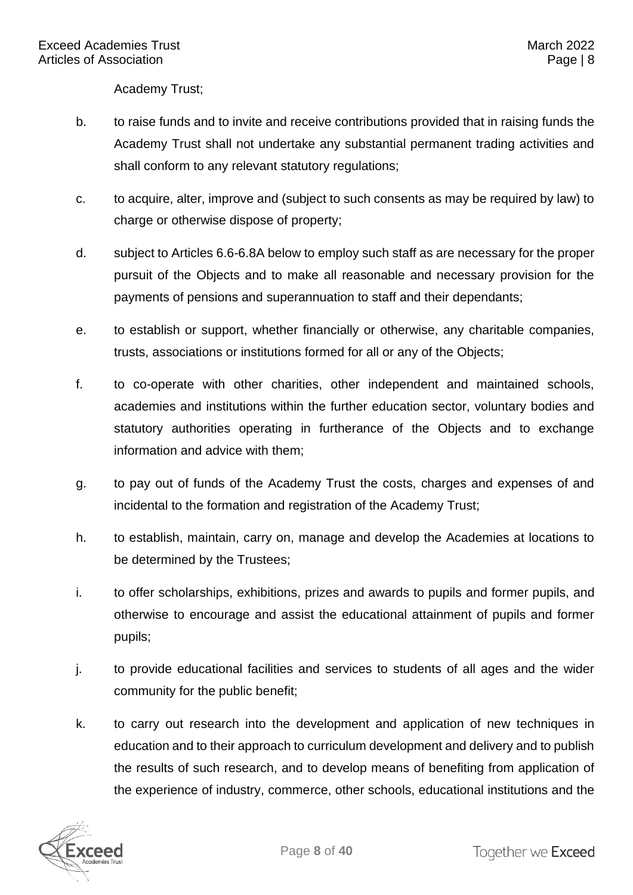Academy Trust;

b. to raise funds and to invite and receive contributions provided that in raising funds the Academy Trust shall not undertake any substantial permanent trading activities and shall conform to any relevant statutory regulations;

c. to acquire, alter, improve and (subject to such consents as may be required by law) to charge or otherwise dispose of property;

d. subject to Articles 6.6-6.8A below to employ such staff as are necessary for the proper pursuit of the Objects and to make all reasonable and necessary provision for the payments of pensions and superannuation to staff and their dependants;

e. to establish or support, whether financially or otherwise, any charitable companies, trusts, associations or institutions formed for all or any of the Objects;

f. to co-operate with other charities, other independent and maintained schools, academies and institutions within the further education sector, voluntary bodies and statutory authorities operating in furtherance of the Objects and to exchange information and advice with them;

g. to pay out of funds of the Academy Trust the costs, charges and expenses of and incidental to the formation and registration of the Academy Trust;

h. to establish, maintain, carry on, manage and develop the Academies at locations to be determined by the Trustees;

i. to offer scholarships, exhibitions, prizes and awards to pupils and former pupils, and otherwise to encourage and assist the educational attainment of pupils and former pupils;

j. to provide educational facilities and services to students of all ages and the wider community for the public benefit;

k. to carry out research into the development and application of new techniques in education and to their approach to curriculum development and delivery and to publish the results of such research, and to develop means of benefiting from application of the experience of industry, commerce, other schools, educational institutions and the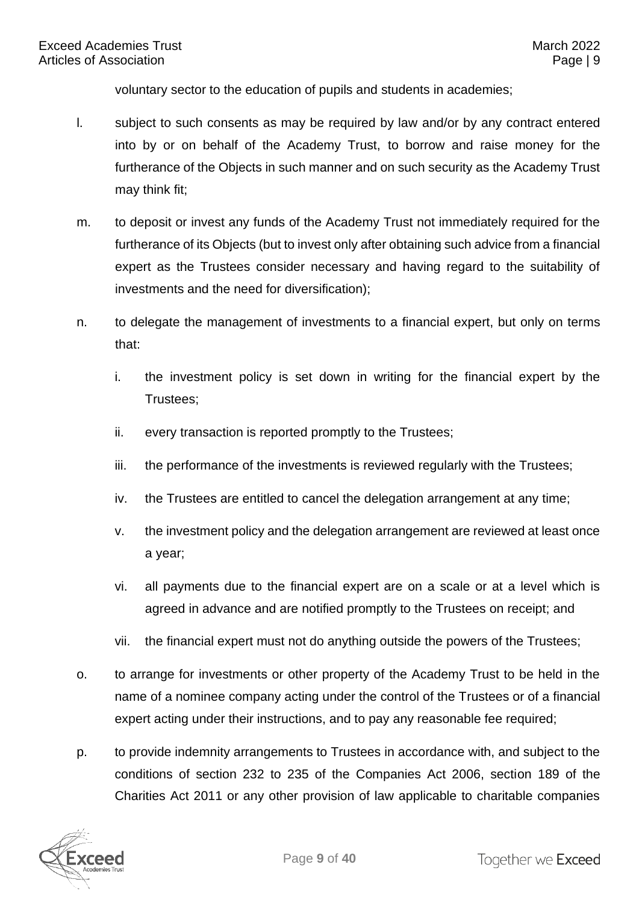voluntary sector to the education of pupils and students in academies;

l. subject to such consents as may be required by law and/or by any contract entered into by or on behalf of the Academy Trust, to borrow and raise money for the furtherance of the Objects in such manner and on such security as the Academy Trust may think fit;

m. to deposit or invest any funds of the Academy Trust not immediately required for the furtherance of its Objects (but to invest only after obtaining such advice from a financial expert as the Trustees consider necessary and having regard to the suitability of investments and the need for diversification);

n. to delegate the management of investments to a financial expert, but only on terms that:

   i. the investment policy is set down in writing for the financial expert by the Trustees;

   ii. every transaction is reported promptly to the Trustees;

   iii. the performance of the investments is reviewed regularly with the Trustees;

   iv. the Trustees are entitled to cancel the delegation arrangement at any time;

   v. the investment policy and the delegation arrangement are reviewed at least once a year;

   vi. all payments due to the financial expert are on a scale or at a level which is agreed in advance and are notified promptly to the Trustees on receipt; and

   vii. the financial expert must not do anything outside the powers of the Trustees;

o. to arrange for investments or other property of the Academy Trust to be held in the name of a nominee company acting under the control of the Trustees or of a financial expert acting under their instructions, and to pay any reasonable fee required;

p. to provide indemnity arrangements to Trustees in accordance with, and subject to the conditions of section 232 to 235 of the Companies Act 2006, section 189 of the Charities Act 2011 or any other provision of law applicable to charitable companies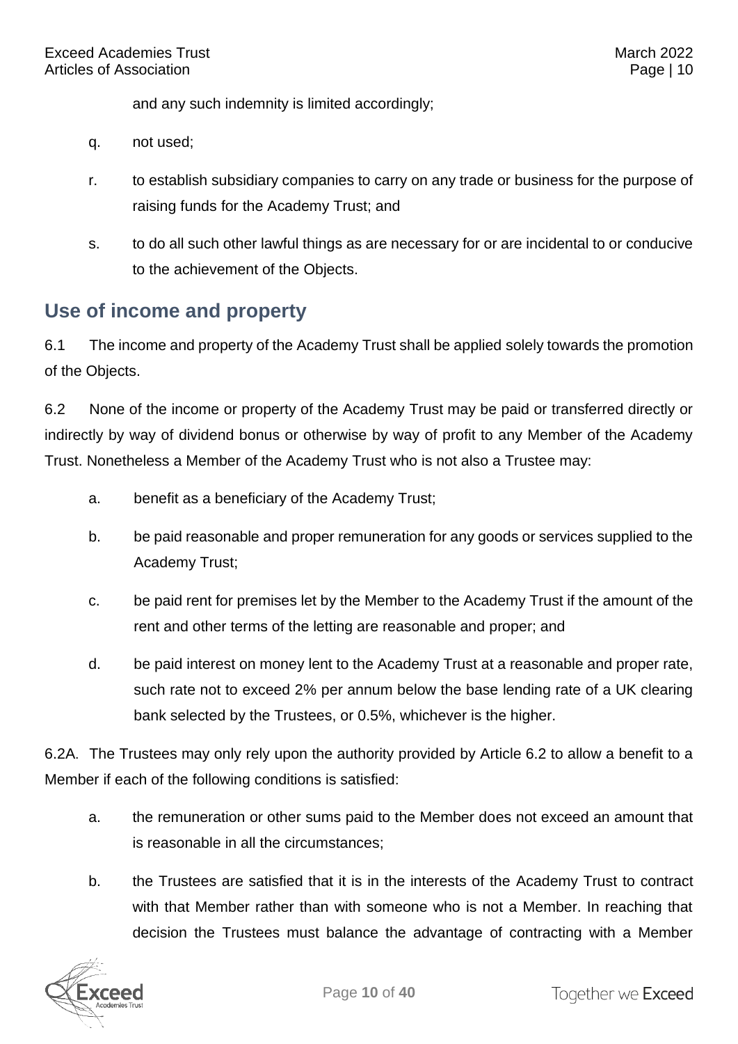and any such indemnity is limited accordingly;

q. not used;

r. to establish subsidiary companies to carry on any trade or business for the purpose of raising funds for the Academy Trust; and

s. to do all such other lawful things as are necessary for or are incidental to or conducive to the achievement of the Objects.

## Use of income and property

6.1 The income and property of the Academy Trust shall be applied solely towards the promotion of the Objects.

6.2 None of the income or property of the Academy Trust may be paid or transferred directly or indirectly by way of dividend bonus or otherwise by way of profit to any Member of the Academy Trust. Nonetheless a Member of the Academy Trust who is not also a Trustee may:

a. benefit as a beneficiary of the Academy Trust;

b. be paid reasonable and proper remuneration for any goods or services supplied to the Academy Trust;

c. be paid rent for premises let by the Member to the Academy Trust if the amount of the rent and other terms of the letting are reasonable and proper; and

d. be paid interest on money lent to the Academy Trust at a reasonable and proper rate, such rate not to exceed 2% per annum below the base lending rate of a UK clearing bank selected by the Trustees, or 0.5%, whichever is the higher.

6.2A. The Trustees may only rely upon the authority provided by Article 6.2 to allow a benefit to a Member if each of the following conditions is satisfied:

a. the remuneration or other sums paid to the Member does not exceed an amount that is reasonable in all the circumstances;

b. the Trustees are satisfied that it is in the interests of the Academy Trust to contract with that Member rather than with someone who is not a Member. In reaching that decision the Trustees must balance the advantage of contracting with a Member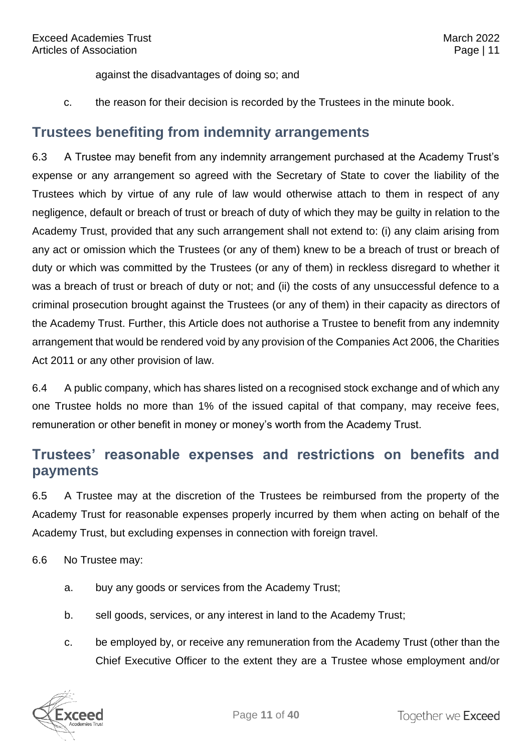against the disadvantages of doing so; and

c. the reason for their decision is recorded by the Trustees in the minute book.

## Trustees benefiting from indemnity arrangements

6.3 A Trustee may benefit from any indemnity arrangement purchased at the Academy Trust's expense or any arrangement so agreed with the Secretary of State to cover the liability of the Trustees which by virtue of any rule of law would otherwise attach to them in respect of any negligence, default or breach of trust or breach of duty of which they may be guilty in relation to the Academy Trust, provided that any such arrangement shall not extend to: (i) any claim arising from any act or omission which the Trustees (or any of them) knew to be a breach of trust or breach of duty or which was committed by the Trustees (or any of them) in reckless disregard to whether it was a breach of trust or breach of duty or not; and (ii) the costs of any unsuccessful defence to a criminal prosecution brought against the Trustees (or any of them) in their capacity as directors of the Academy Trust. Further, this Article does not authorise a Trustee to benefit from any indemnity arrangement that would be rendered void by any provision of the Companies Act 2006, the Charities Act 2011 or any other provision of law.

6.4 A public company, which has shares listed on a recognised stock exchange and of which any one Trustee holds no more than 1% of the issued capital of that company, may receive fees, remuneration or other benefit in money or money's worth from the Academy Trust.

## Trustees' reasonable expenses and restrictions on benefits and payments

6.5 A Trustee may at the discretion of the Trustees be reimbursed from the property of the Academy Trust for reasonable expenses properly incurred by them when acting on behalf of the Academy Trust, but excluding expenses in connection with foreign travel.

6.6 No Trustee may:

a. buy any goods or services from the Academy Trust;

b. sell goods, services, or any interest in land to the Academy Trust;

c. be employed by, or receive any remuneration from the Academy Trust (other than the Chief Executive Officer to the extent they are a Trustee whose employment and/or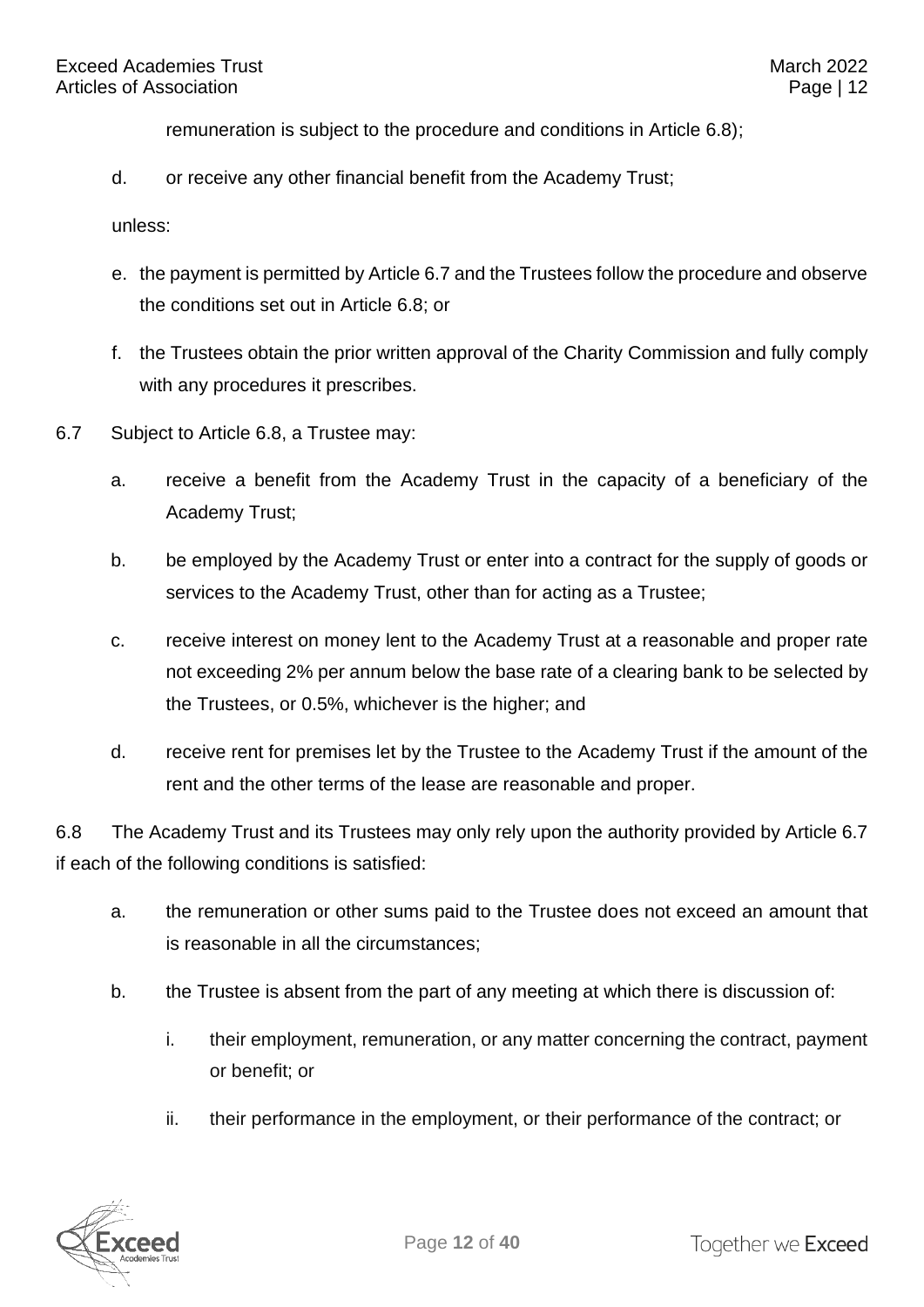remuneration is subject to the procedure and conditions in Article 6.8);

d. or receive any other financial benefit from the Academy Trust;

unless:

e. the payment is permitted by Article 6.7 and the Trustees follow the procedure and observe the conditions set out in Article 6.8; or

f. the Trustees obtain the prior written approval of the Charity Commission and fully comply with any procedures it prescribes.

6.7 Subject to Article 6.8, a Trustee may:

a. receive a benefit from the Academy Trust in the capacity of a beneficiary of the Academy Trust;

b. be employed by the Academy Trust or enter into a contract for the supply of goods or services to the Academy Trust, other than for acting as a Trustee;

c. receive interest on money lent to the Academy Trust at a reasonable and proper rate not exceeding 2% per annum below the base rate of a clearing bank to be selected by the Trustees, or 0.5%, whichever is the higher; and

d. receive rent for premises let by the Trustee to the Academy Trust if the amount of the rent and the other terms of the lease are reasonable and proper.

6.8 The Academy Trust and its Trustees may only rely upon the authority provided by Article 6.7 if each of the following conditions is satisfied:

a. the remuneration or other sums paid to the Trustee does not exceed an amount that is reasonable in all the circumstances;

b. the Trustee is absent from the part of any meeting at which there is discussion of:

   i. their employment, remuneration, or any matter concerning the contract, payment or benefit; or

   ii. their performance in the employment, or their performance of the contract; or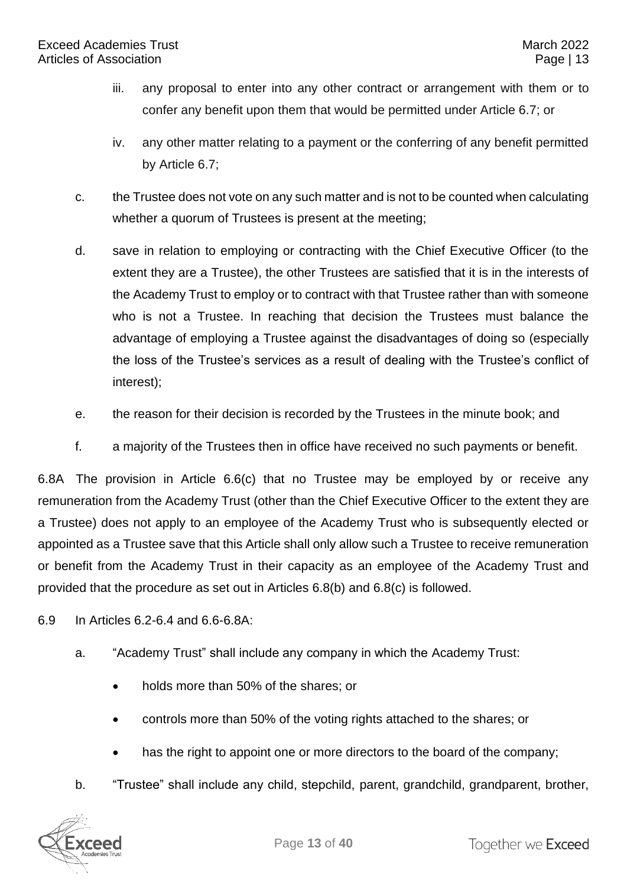iii. any proposal to enter into any other contract or arrangement with them or to confer any benefit upon them that would be permitted under Article 6.7; or

iv. any other matter relating to a payment or the conferring of any benefit permitted by Article 6.7;

c. the Trustee does not vote on any such matter and is not to be counted when calculating whether a quorum of Trustees is present at the meeting;

d. save in relation to employing or contracting with the Chief Executive Officer (to the extent they are a Trustee), the other Trustees are satisfied that it is in the interests of the Academy Trust to employ or to contract with that Trustee rather than with someone who is not a Trustee. In reaching that decision the Trustees must balance the advantage of employing a Trustee against the disadvantages of doing so (especially the loss of the Trustee's services as a result of dealing with the Trustee's conflict of interest);

e. the reason for their decision is recorded by the Trustees in the minute book; and

f. a majority of the Trustees then in office have received no such payments or benefit.

6.8A The provision in Article 6.6(c) that no Trustee may be employed by or receive any remuneration from the Academy Trust (other than the Chief Executive Officer to the extent they are a Trustee) does not apply to an employee of the Academy Trust who is subsequently elected or appointed as a Trustee save that this Article shall only allow such a Trustee to receive remuneration or benefit from the Academy Trust in their capacity as an employee of the Academy Trust and provided that the procedure as set out in Articles 6.8(b) and 6.8(c) is followed.

6.9 In Articles 6.2-6.4 and 6.6-6.8A:

a. "Academy Trust" shall include any company in which the Academy Trust:

- holds more than 50% of the shares; or
- controls more than 50% of the voting rights attached to the shares; or
- has the right to appoint one or more directors to the board of the company;

b. "Trustee" shall include any child, stepchild, parent, grandchild, grandparent, brother,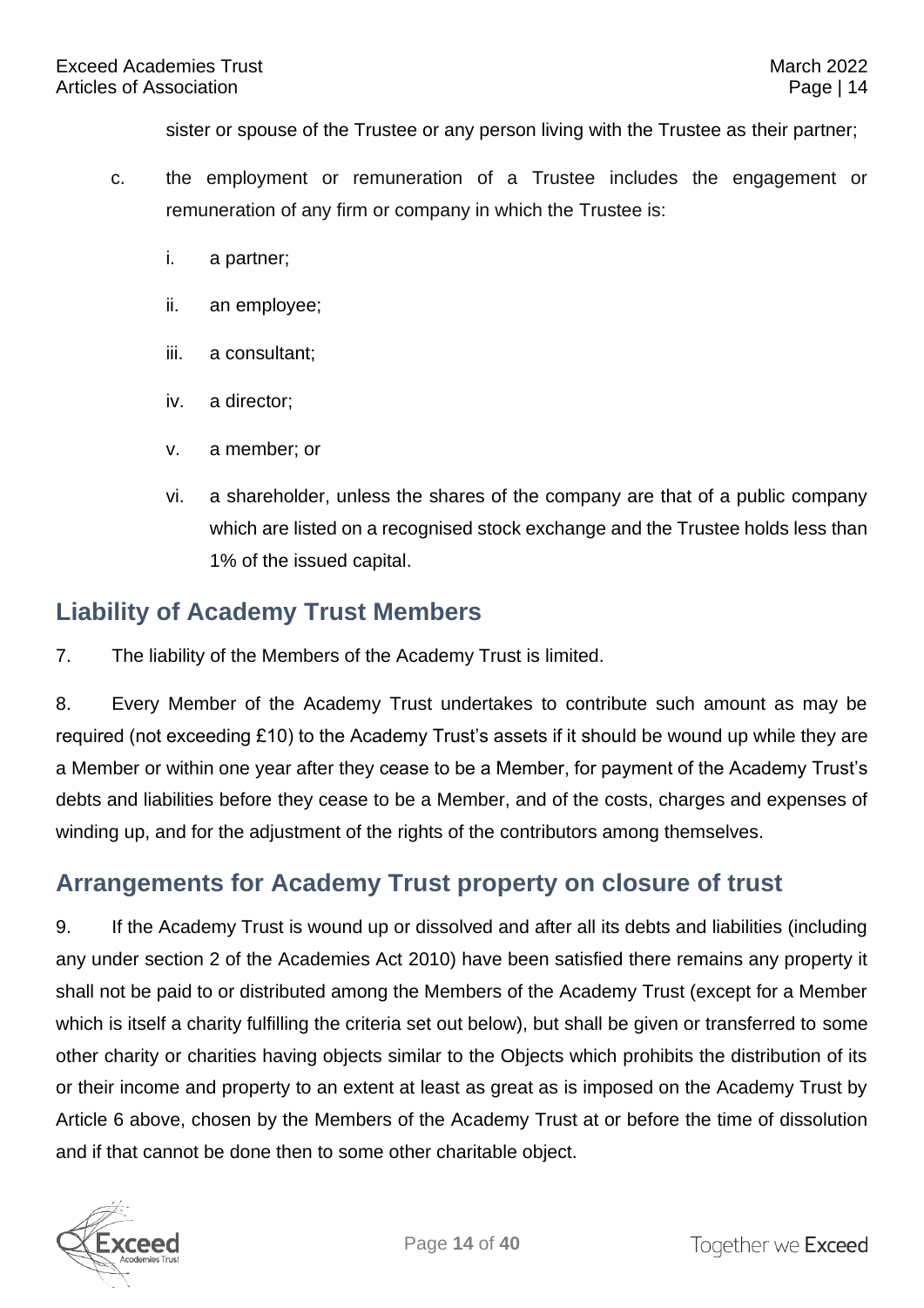sister or spouse of the Trustee or any person living with the Trustee as their partner;

c. the employment or remuneration of a Trustee includes the engagement or remuneration of any firm or company in which the Trustee is:

   i. a partner;

   ii. an employee;

   iii. a consultant;

   iv. a director;

   v. a member; or

   vi. a shareholder, unless the shares of the company are that of a public company which are listed on a recognised stock exchange and the Trustee holds less than 1% of the issued capital.

## Liability of Academy Trust Members

7. The liability of the Members of the Academy Trust is limited.

8. Every Member of the Academy Trust undertakes to contribute such amount as may be required (not exceeding £10) to the Academy Trust's assets if it should be wound up while they are a Member or within one year after they cease to be a Member, for payment of the Academy Trust's debts and liabilities before they cease to be a Member, and of the costs, charges and expenses of winding up, and for the adjustment of the rights of the contributors among themselves.

## Arrangements for Academy Trust property on closure of trust

9. If the Academy Trust is wound up or dissolved and after all its debts and liabilities (including any under section 2 of the Academies Act 2010) have been satisfied there remains any property it shall not be paid to or distributed among the Members of the Academy Trust (except for a Member which is itself a charity fulfilling the criteria set out below), but shall be given or transferred to some other charity or charities having objects similar to the Objects which prohibits the distribution of its or their income and property to an extent at least as great as is imposed on the Academy Trust by Article 6 above, chosen by the Members of the Academy Trust at or before the time of dissolution and if that cannot be done then to some other charitable object.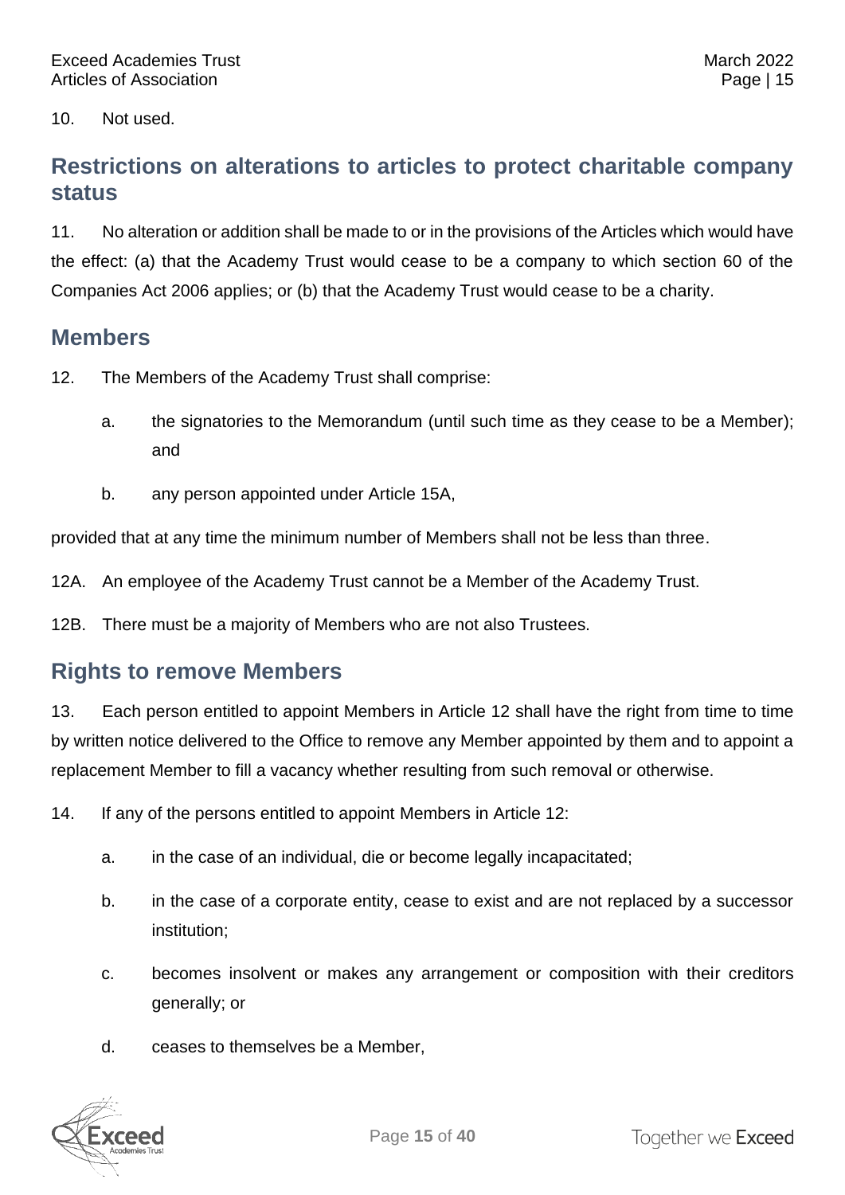10. Not used.

## Restrictions on alterations to articles to protect charitable company status

11. No alteration or addition shall be made to or in the provisions of the Articles which would have the effect: (a) that the Academy Trust would cease to be a company to which section 60 of the Companies Act 2006 applies; or (b) that the Academy Trust would cease to be a charity.

## Members

12. The Members of the Academy Trust shall comprise:

   a. the signatories to the Memorandum (until such time as they cease to be a Member); and

   b. any person appointed under Article 15A,

provided that at any time the minimum number of Members shall not be less than three.

12A. An employee of the Academy Trust cannot be a Member of the Academy Trust.

12B. There must be a majority of Members who are not also Trustees.

## Rights to remove Members

13. Each person entitled to appoint Members in Article 12 shall have the right from time to time by written notice delivered to the Office to remove any Member appointed by them and to appoint a replacement Member to fill a vacancy whether resulting from such removal or otherwise.

14. If any of the persons entitled to appoint Members in Article 12:

   a. in the case of an individual, die or become legally incapacitated;

   b. in the case of a corporate entity, cease to exist and are not replaced by a successor institution;

   c. becomes insolvent or makes any arrangement or composition with their creditors generally; or

   d. ceases to themselves be a Member,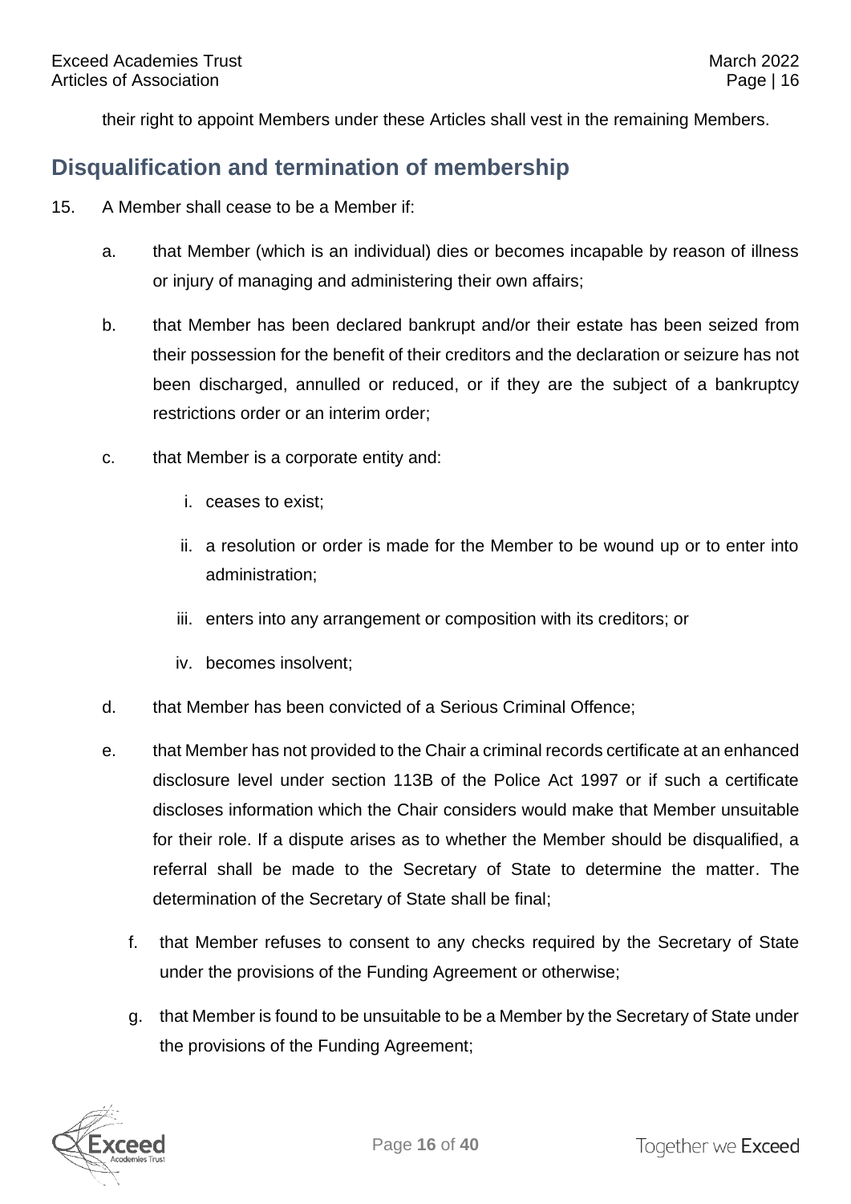their right to appoint Members under these Articles shall vest in the remaining Members.

## Disqualification and termination of membership

15. A Member shall cease to be a Member if:

    a. that Member (which is an individual) dies or becomes incapable by reason of illness or injury of managing and administering their own affairs;

    b. that Member has been declared bankrupt and/or their estate has been seized from their possession for the benefit of their creditors and the declaration or seizure has not been discharged, annulled or reduced, or if they are the subject of a bankruptcy restrictions order or an interim order;

    c. that Member is a corporate entity and:

        i. ceases to exist;

        ii. a resolution or order is made for the Member to be wound up or to enter into administration;

        iii. enters into any arrangement or composition with its creditors; or

        iv. becomes insolvent;

    d. that Member has been convicted of a Serious Criminal Offence;

    e. that Member has not provided to the Chair a criminal records certificate at an enhanced disclosure level under section 113B of the Police Act 1997 or if such a certificate discloses information which the Chair considers would make that Member unsuitable for their role. If a dispute arises as to whether the Member should be disqualified, a referral shall be made to the Secretary of State to determine the matter. The determination of the Secretary of State shall be final;

    f. that Member refuses to consent to any checks required by the Secretary of State under the provisions of the Funding Agreement or otherwise;

    g. that Member is found to be unsuitable to be a Member by the Secretary of State under the provisions of the Funding Agreement;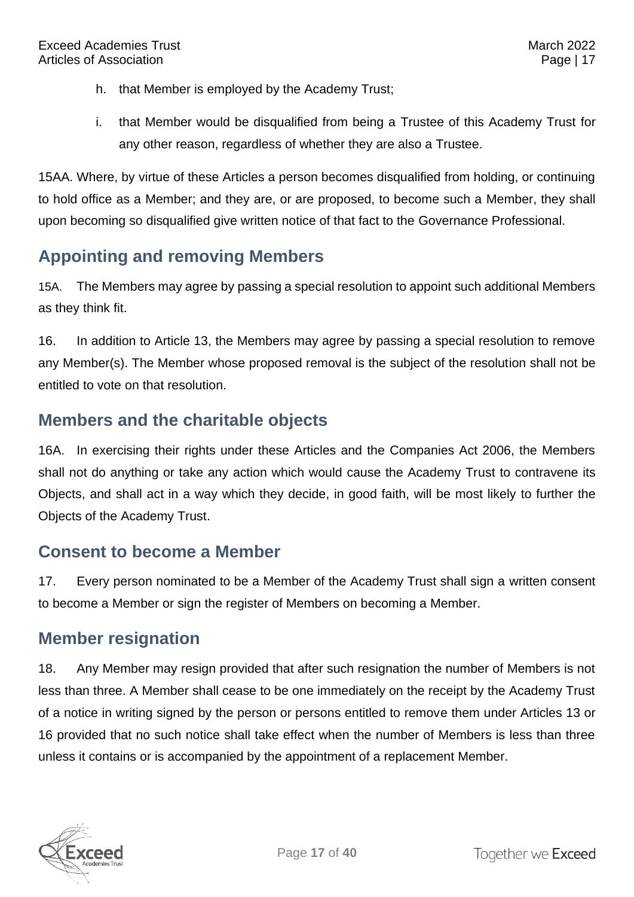h. that Member is employed by the Academy Trust;

i. that Member would be disqualified from being a Trustee of this Academy Trust for any other reason, regardless of whether they are also a Trustee.

15AA. Where, by virtue of these Articles a person becomes disqualified from holding, or continuing to hold office as a Member; and they are, or are proposed, to become such a Member, they shall upon becoming so disqualified give written notice of that fact to the Governance Professional.

## Appointing and removing Members

15A. The Members may agree by passing a special resolution to appoint such additional Members as they think fit.

16. In addition to Article 13, the Members may agree by passing a special resolution to remove any Member(s). The Member whose proposed removal is the subject of the resolution shall not be entitled to vote on that resolution.

## Members and the charitable objects

16A. In exercising their rights under these Articles and the Companies Act 2006, the Members shall not do anything or take any action which would cause the Academy Trust to contravene its Objects, and shall act in a way which they decide, in good faith, will be most likely to further the Objects of the Academy Trust.

## Consent to become a Member

17. Every person nominated to be a Member of the Academy Trust shall sign a written consent to become a Member or sign the register of Members on becoming a Member.

## Member resignation

18. Any Member may resign provided that after such resignation the number of Members is not less than three. A Member shall cease to be one immediately on the receipt by the Academy Trust of a notice in writing signed by the person or persons entitled to remove them under Articles 13 or 16 provided that no such notice shall take effect when the number of Members is less than three unless it contains or is accompanied by the appointment of a replacement Member.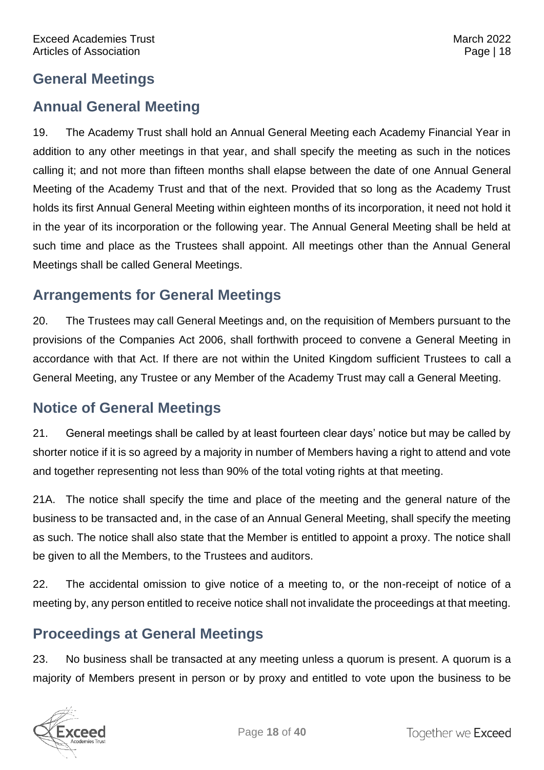## General Meetings

## Annual General Meeting

19. The Academy Trust shall hold an Annual General Meeting each Academy Financial Year in addition to any other meetings in that year, and shall specify the meeting as such in the notices calling it; and not more than fifteen months shall elapse between the date of one Annual General Meeting of the Academy Trust and that of the next. Provided that so long as the Academy Trust holds its first Annual General Meeting within eighteen months of its incorporation, it need not hold it in the year of its incorporation or the following year. The Annual General Meeting shall be held at such time and place as the Trustees shall appoint. All meetings other than the Annual General Meetings shall be called General Meetings.

## Arrangements for General Meetings

20. The Trustees may call General Meetings and, on the requisition of Members pursuant to the provisions of the Companies Act 2006, shall forthwith proceed to convene a General Meeting in accordance with that Act. If there are not within the United Kingdom sufficient Trustees to call a General Meeting, any Trustee or any Member of the Academy Trust may call a General Meeting.

## Notice of General Meetings

21. General meetings shall be called by at least fourteen clear days' notice but may be called by shorter notice if it is so agreed by a majority in number of Members having a right to attend and vote and together representing not less than 90% of the total voting rights at that meeting.

21A. The notice shall specify the time and place of the meeting and the general nature of the business to be transacted and, in the case of an Annual General Meeting, shall specify the meeting as such. The notice shall also state that the Member is entitled to appoint a proxy. The notice shall be given to all the Members, to the Trustees and auditors.

22. The accidental omission to give notice of a meeting to, or the non-receipt of notice of a meeting by, any person entitled to receive notice shall not invalidate the proceedings at that meeting.

## Proceedings at General Meetings

23. No business shall be transacted at any meeting unless a quorum is present. A quorum is a majority of Members present in person or by proxy and entitled to vote upon the business to be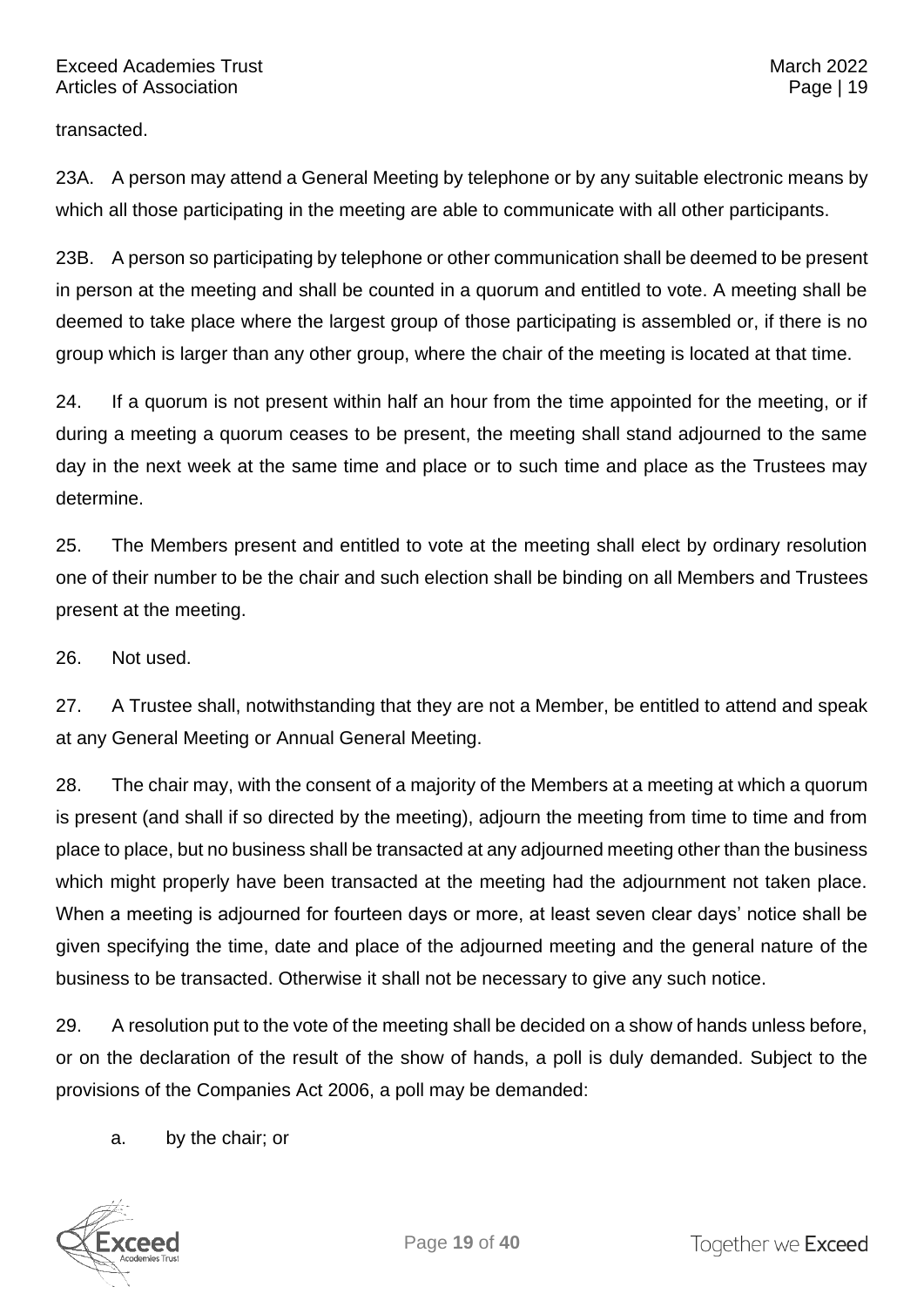transacted.

23A. A person may attend a General Meeting by telephone or by any suitable electronic means by which all those participating in the meeting are able to communicate with all other participants.

23B. A person so participating by telephone or other communication shall be deemed to be present in person at the meeting and shall be counted in a quorum and entitled to vote. A meeting shall be deemed to take place where the largest group of those participating is assembled or, if there is no group which is larger than any other group, where the chair of the meeting is located at that time.

24. If a quorum is not present within half an hour from the time appointed for the meeting, or if during a meeting a quorum ceases to be present, the meeting shall stand adjourned to the same day in the next week at the same time and place or to such time and place as the Trustees may determine.

25. The Members present and entitled to vote at the meeting shall elect by ordinary resolution one of their number to be the chair and such election shall be binding on all Members and Trustees present at the meeting.

26. Not used.

27. A Trustee shall, notwithstanding that they are not a Member, be entitled to attend and speak at any General Meeting or Annual General Meeting.

28. The chair may, with the consent of a majority of the Members at a meeting at which a quorum is present (and shall if so directed by the meeting), adjourn the meeting from time to time and from place to place, but no business shall be transacted at any adjourned meeting other than the business which might properly have been transacted at the meeting had the adjournment not taken place. When a meeting is adjourned for fourteen days or more, at least seven clear days' notice shall be given specifying the time, date and place of the adjourned meeting and the general nature of the business to be transacted. Otherwise it shall not be necessary to give any such notice.

29. A resolution put to the vote of the meeting shall be decided on a show of hands unless before, or on the declaration of the result of the show of hands, a poll is duly demanded. Subject to the provisions of the Companies Act 2006, a poll may be demanded:

a. by the chair; or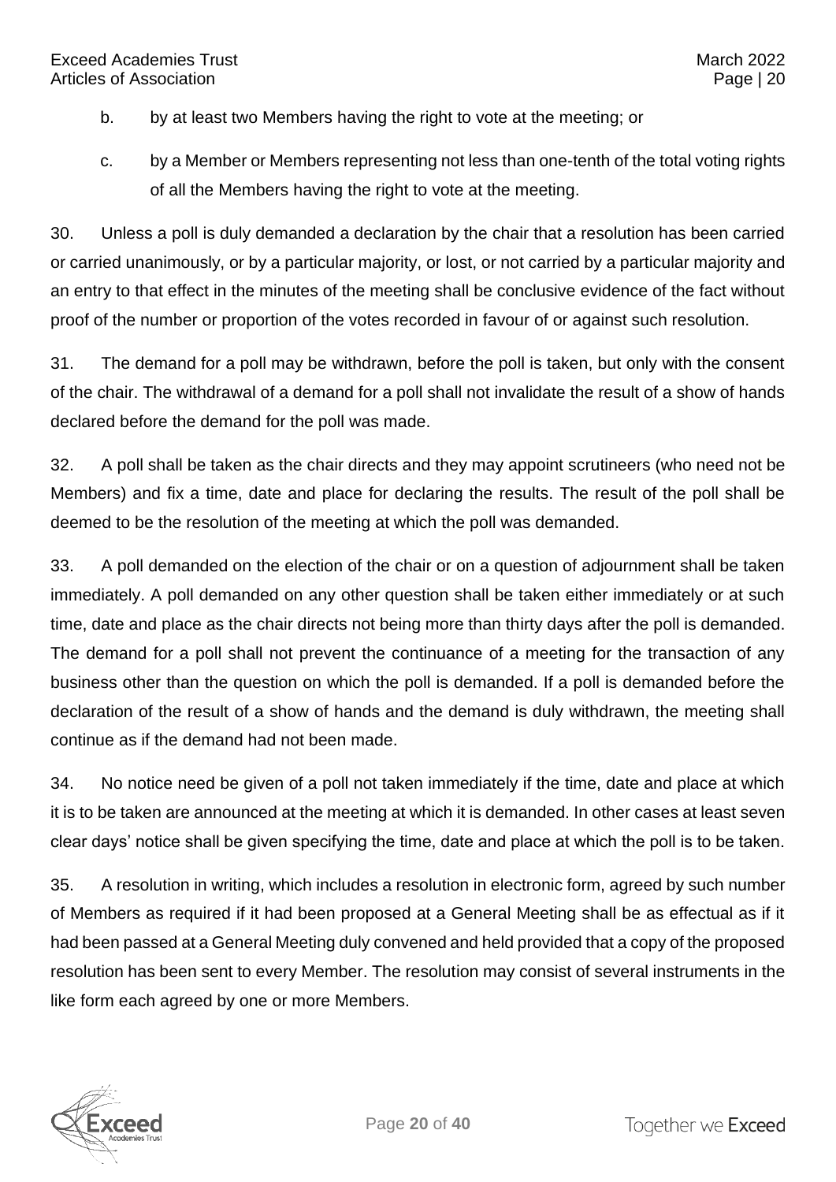b. by at least two Members having the right to vote at the meeting; or

c. by a Member or Members representing not less than one-tenth of the total voting rights of all the Members having the right to vote at the meeting.

30. Unless a poll is duly demanded a declaration by the chair that a resolution has been carried or carried unanimously, or by a particular majority, or lost, or not carried by a particular majority and an entry to that effect in the minutes of the meeting shall be conclusive evidence of the fact without proof of the number or proportion of the votes recorded in favour of or against such resolution.

31. The demand for a poll may be withdrawn, before the poll is taken, but only with the consent of the chair. The withdrawal of a demand for a poll shall not invalidate the result of a show of hands declared before the demand for the poll was made.

32. A poll shall be taken as the chair directs and they may appoint scrutineers (who need not be Members) and fix a time, date and place for declaring the results. The result of the poll shall be deemed to be the resolution of the meeting at which the poll was demanded.

33. A poll demanded on the election of the chair or on a question of adjournment shall be taken immediately. A poll demanded on any other question shall be taken either immediately or at such time, date and place as the chair directs not being more than thirty days after the poll is demanded. The demand for a poll shall not prevent the continuance of a meeting for the transaction of any business other than the question on which the poll is demanded. If a poll is demanded before the declaration of the result of a show of hands and the demand is duly withdrawn, the meeting shall continue as if the demand had not been made.

34. No notice need be given of a poll not taken immediately if the time, date and place at which it is to be taken are announced at the meeting at which it is demanded. In other cases at least seven clear days' notice shall be given specifying the time, date and place at which the poll is to be taken.

35. A resolution in writing, which includes a resolution in electronic form, agreed by such number of Members as required if it had been proposed at a General Meeting shall be as effectual as if it had been passed at a General Meeting duly convened and held provided that a copy of the proposed resolution has been sent to every Member. The resolution may consist of several instruments in the like form each agreed by one or more Members.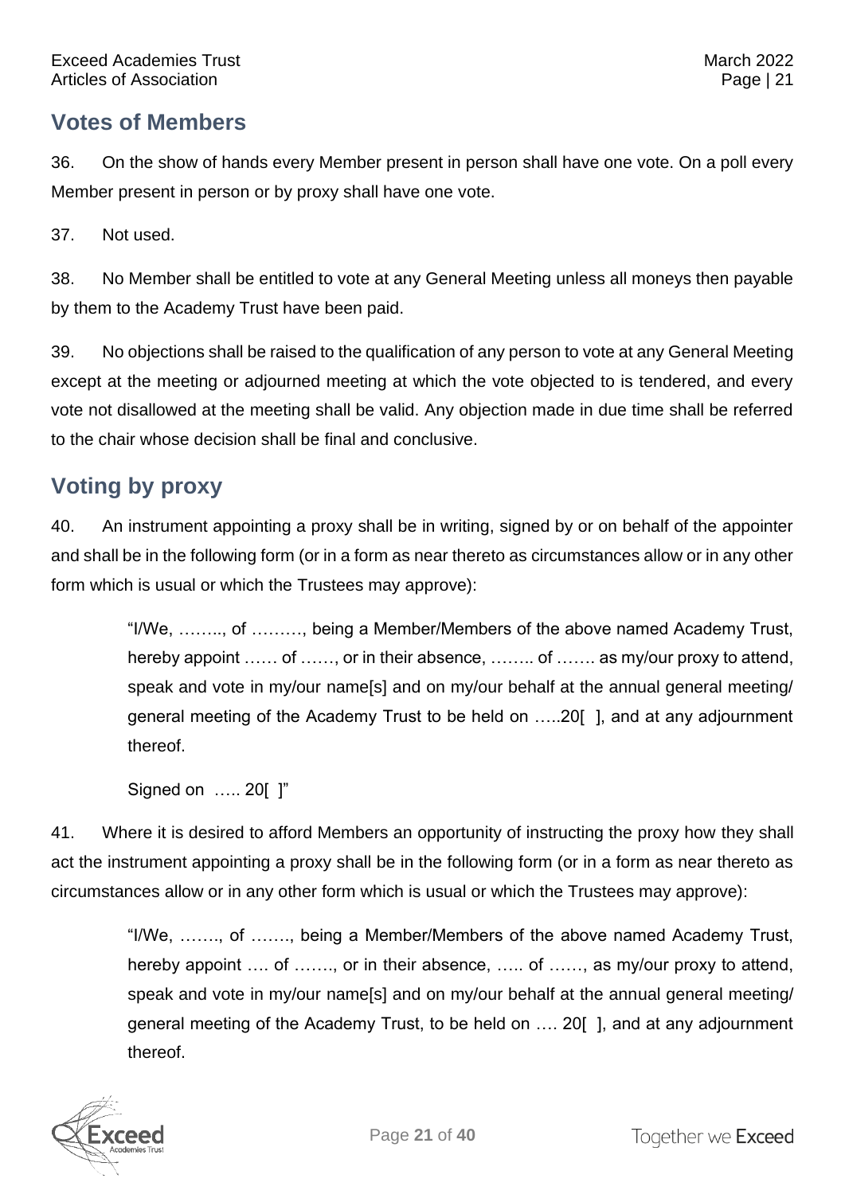## Votes of Members

36. On the show of hands every Member present in person shall have one vote. On a poll every Member present in person or by proxy shall have one vote.

37. Not used.

38. No Member shall be entitled to vote at any General Meeting unless all moneys then payable by them to the Academy Trust have been paid.

39. No objections shall be raised to the qualification of any person to vote at any General Meeting except at the meeting or adjourned meeting at which the vote objected to is tendered, and every vote not disallowed at the meeting shall be valid. Any objection made in due time shall be referred to the chair whose decision shall be final and conclusive.

## Voting by proxy

40. An instrument appointing a proxy shall be in writing, signed by or on behalf of the appointer and shall be in the following form (or in a form as near thereto as circumstances allow or in any other form which is usual or which the Trustees may approve):

> "I/We, …….., of ………, being a Member/Members of the above named Academy Trust, hereby appoint …… of ……, or in their absence, …….. of ……. as my/our proxy to attend, speak and vote in my/our name[s] and on my/our behalf at the annual general meeting/ general meeting of the Academy Trust to be held on …..20[ ], and at any adjournment thereof.
>
> Signed on ….. 20[ ]"

41. Where it is desired to afford Members an opportunity of instructing the proxy how they shall act the instrument appointing a proxy shall be in the following form (or in a form as near thereto as circumstances allow or in any other form which is usual or which the Trustees may approve):

> "I/We, ……., of ……., being a Member/Members of the above named Academy Trust, hereby appoint …. of ……., or in their absence, ….. of ……, as my/our proxy to attend, speak and vote in my/our name[s] and on my/our behalf at the annual general meeting/ general meeting of the Academy Trust, to be held on …. 20[ ], and at any adjournment thereof.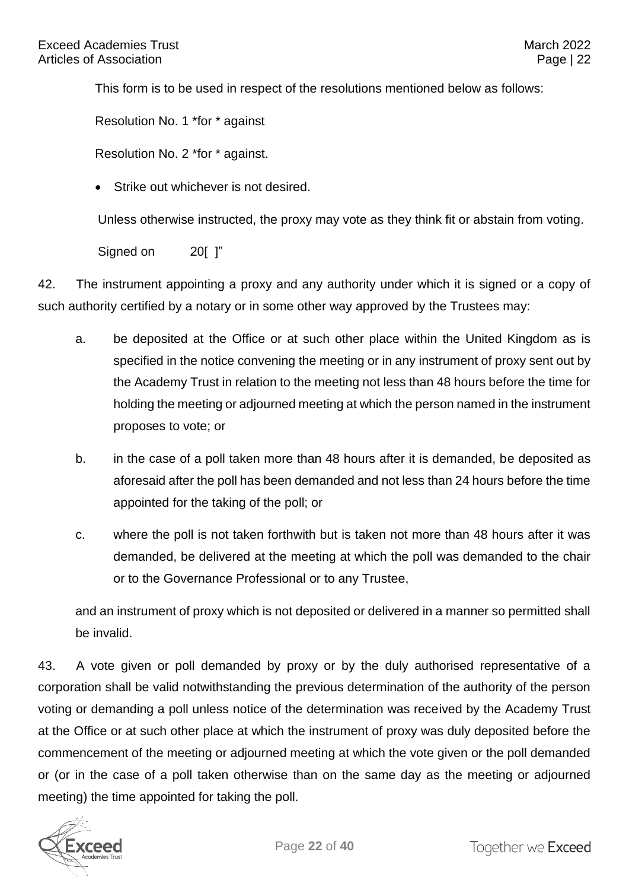This form is to be used in respect of the resolutions mentioned below as follows:

Resolution No. 1 *for * against

Resolution No. 2 *for * against.

- Strike out whichever is not desired.

Unless otherwise instructed, the proxy may vote as they think fit or abstain from voting.

Signed on 20[ ]"

42. The instrument appointing a proxy and any authority under which it is signed or a copy of such authority certified by a notary or in some other way approved by the Trustees may:

a. be deposited at the Office or at such other place within the United Kingdom as is specified in the notice convening the meeting or in any instrument of proxy sent out by the Academy Trust in relation to the meeting not less than 48 hours before the time for holding the meeting or adjourned meeting at which the person named in the instrument proposes to vote; or

b. in the case of a poll taken more than 48 hours after it is demanded, be deposited as aforesaid after the poll has been demanded and not less than 24 hours before the time appointed for the taking of the poll; or

c. where the poll is not taken forthwith but is taken not more than 48 hours after it was demanded, be delivered at the meeting at which the poll was demanded to the chair or to the Governance Professional or to any Trustee,

and an instrument of proxy which is not deposited or delivered in a manner so permitted shall be invalid.

43. A vote given or poll demanded by proxy or by the duly authorised representative of a corporation shall be valid notwithstanding the previous determination of the authority of the person voting or demanding a poll unless notice of the determination was received by the Academy Trust at the Office or at such other place at which the instrument of proxy was duly deposited before the commencement of the meeting or adjourned meeting at which the vote given or the poll demanded or (or in the case of a poll taken otherwise than on the same day as the meeting or adjourned meeting) the time appointed for taking the poll.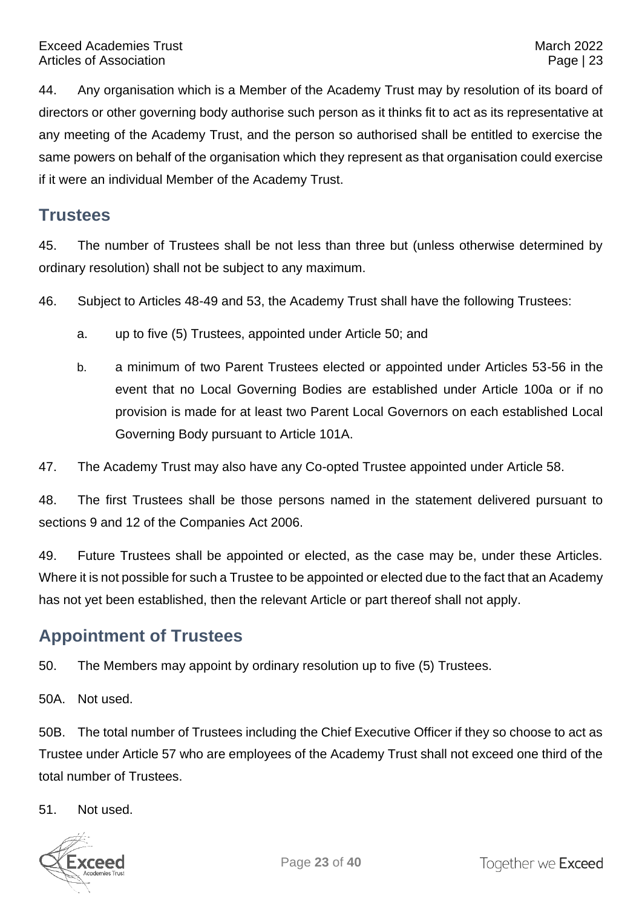44. Any organisation which is a Member of the Academy Trust may by resolution of its board of directors or other governing body authorise such person as it thinks fit to act as its representative at any meeting of the Academy Trust, and the person so authorised shall be entitled to exercise the same powers on behalf of the organisation which they represent as that organisation could exercise if it were an individual Member of the Academy Trust.

## Trustees

45. The number of Trustees shall be not less than three but (unless otherwise determined by ordinary resolution) shall not be subject to any maximum.

46. Subject to Articles 48-49 and 53, the Academy Trust shall have the following Trustees:

a. up to five (5) Trustees, appointed under Article 50; and

b. a minimum of two Parent Trustees elected or appointed under Articles 53-56 in the event that no Local Governing Bodies are established under Article 100a or if no provision is made for at least two Parent Local Governors on each established Local Governing Body pursuant to Article 101A.

47. The Academy Trust may also have any Co-opted Trustee appointed under Article 58.

48. The first Trustees shall be those persons named in the statement delivered pursuant to sections 9 and 12 of the Companies Act 2006.

49. Future Trustees shall be appointed or elected, as the case may be, under these Articles. Where it is not possible for such a Trustee to be appointed or elected due to the fact that an Academy has not yet been established, then the relevant Article or part thereof shall not apply.

## Appointment of Trustees

50. The Members may appoint by ordinary resolution up to five (5) Trustees.

50A. Not used.

50B. The total number of Trustees including the Chief Executive Officer if they so choose to act as Trustee under Article 57 who are employees of the Academy Trust shall not exceed one third of the total number of Trustees.

51. Not used.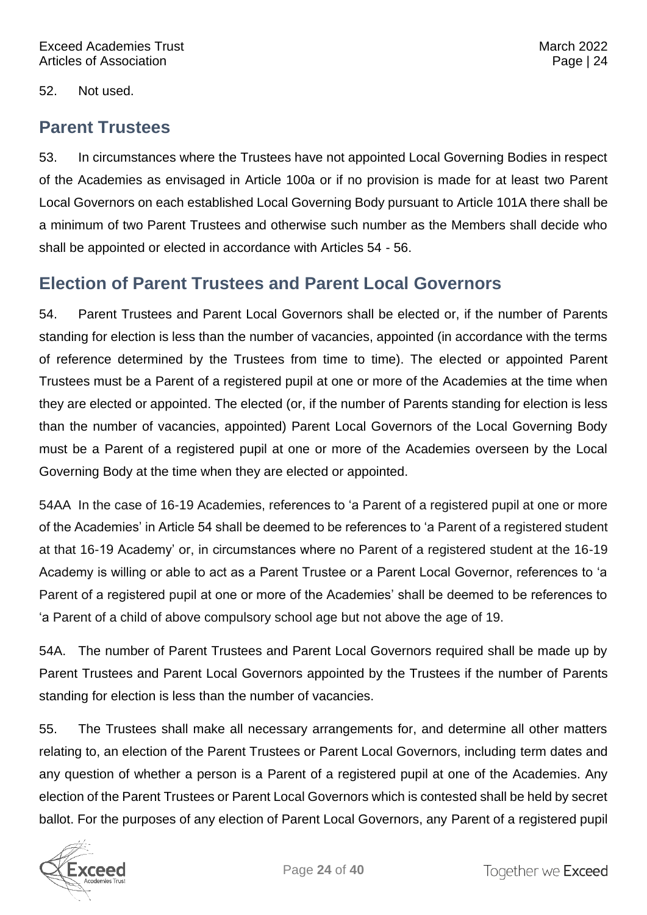52. Not used.

## Parent Trustees

53. In circumstances where the Trustees have not appointed Local Governing Bodies in respect of the Academies as envisaged in Article 100a or if no provision is made for at least two Parent Local Governors on each established Local Governing Body pursuant to Article 101A there shall be a minimum of two Parent Trustees and otherwise such number as the Members shall decide who shall be appointed or elected in accordance with Articles 54 - 56.

## Election of Parent Trustees and Parent Local Governors

54. Parent Trustees and Parent Local Governors shall be elected or, if the number of Parents standing for election is less than the number of vacancies, appointed (in accordance with the terms of reference determined by the Trustees from time to time). The elected or appointed Parent Trustees must be a Parent of a registered pupil at one or more of the Academies at the time when they are elected or appointed. The elected (or, if the number of Parents standing for election is less than the number of vacancies, appointed) Parent Local Governors of the Local Governing Body must be a Parent of a registered pupil at one or more of the Academies overseen by the Local Governing Body at the time when they are elected or appointed.

54AA In the case of 16-19 Academies, references to 'a Parent of a registered pupil at one or more of the Academies' in Article 54 shall be deemed to be references to 'a Parent of a registered student at that 16-19 Academy' or, in circumstances where no Parent of a registered student at the 16-19 Academy is willing or able to act as a Parent Trustee or a Parent Local Governor, references to 'a Parent of a registered pupil at one or more of the Academies' shall be deemed to be references to 'a Parent of a child of above compulsory school age but not above the age of 19.

54A. The number of Parent Trustees and Parent Local Governors required shall be made up by Parent Trustees and Parent Local Governors appointed by the Trustees if the number of Parents standing for election is less than the number of vacancies.

55. The Trustees shall make all necessary arrangements for, and determine all other matters relating to, an election of the Parent Trustees or Parent Local Governors, including term dates and any question of whether a person is a Parent of a registered pupil at one of the Academies. Any election of the Parent Trustees or Parent Local Governors which is contested shall be held by secret ballot. For the purposes of any election of Parent Local Governors, any Parent of a registered pupil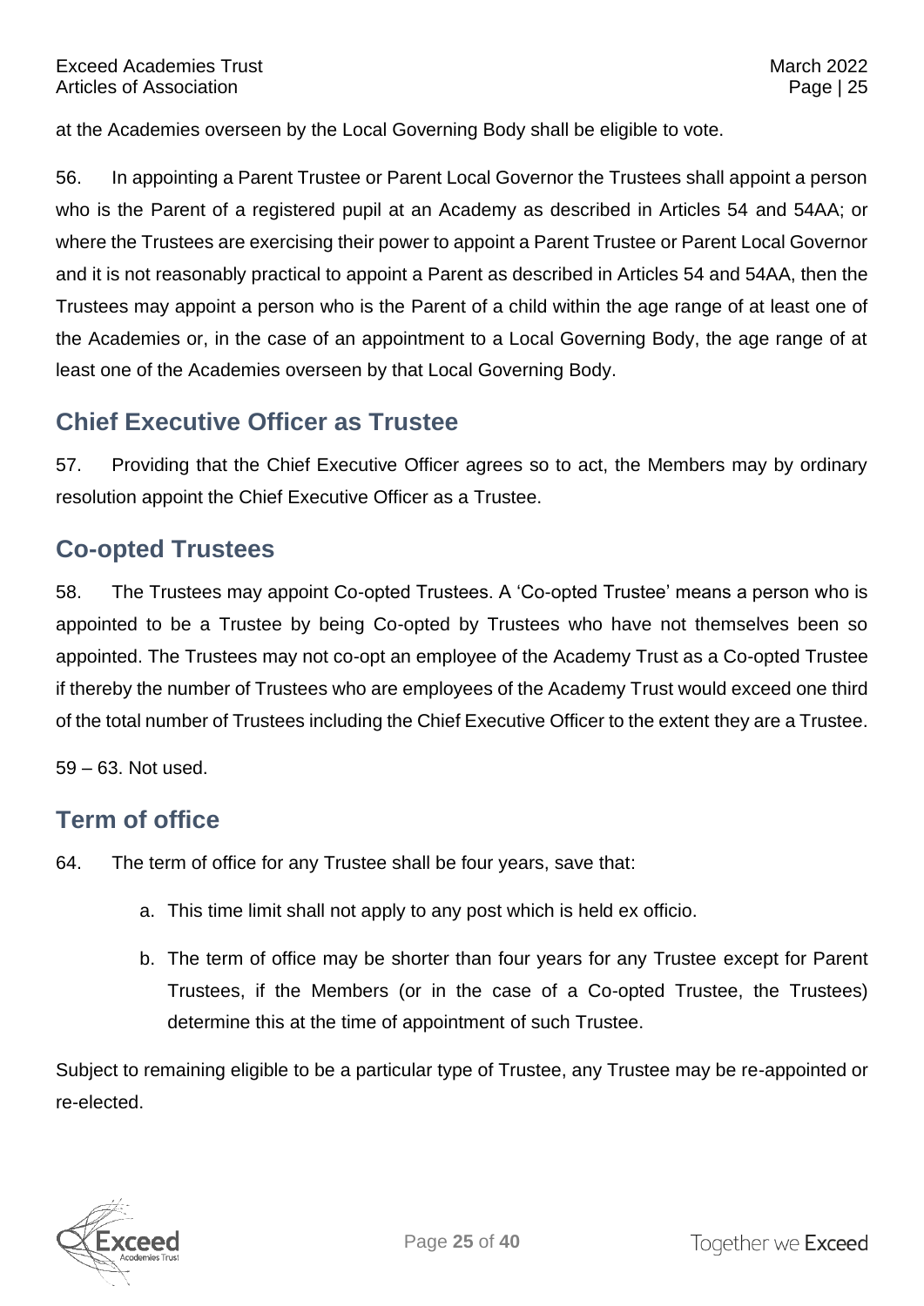at the Academies overseen by the Local Governing Body shall be eligible to vote.

56. In appointing a Parent Trustee or Parent Local Governor the Trustees shall appoint a person who is the Parent of a registered pupil at an Academy as described in Articles 54 and 54AA; or where the Trustees are exercising their power to appoint a Parent Trustee or Parent Local Governor and it is not reasonably practical to appoint a Parent as described in Articles 54 and 54AA, then the Trustees may appoint a person who is the Parent of a child within the age range of at least one of the Academies or, in the case of an appointment to a Local Governing Body, the age range of at least one of the Academies overseen by that Local Governing Body.

## Chief Executive Officer as Trustee

57. Providing that the Chief Executive Officer agrees so to act, the Members may by ordinary resolution appoint the Chief Executive Officer as a Trustee.

## Co-opted Trustees

58. The Trustees may appoint Co-opted Trustees. A 'Co-opted Trustee' means a person who is appointed to be a Trustee by being Co-opted by Trustees who have not themselves been so appointed. The Trustees may not co-opt an employee of the Academy Trust as a Co-opted Trustee if thereby the number of Trustees who are employees of the Academy Trust would exceed one third of the total number of Trustees including the Chief Executive Officer to the extent they are a Trustee.

59 – 63. Not used.

## Term of office

64. The term of office for any Trustee shall be four years, save that:

   a. This time limit shall not apply to any post which is held ex officio.

   b. The term of office may be shorter than four years for any Trustee except for Parent Trustees, if the Members (or in the case of a Co-opted Trustee, the Trustees) determine this at the time of appointment of such Trustee.

Subject to remaining eligible to be a particular type of Trustee, any Trustee may be re-appointed or re-elected.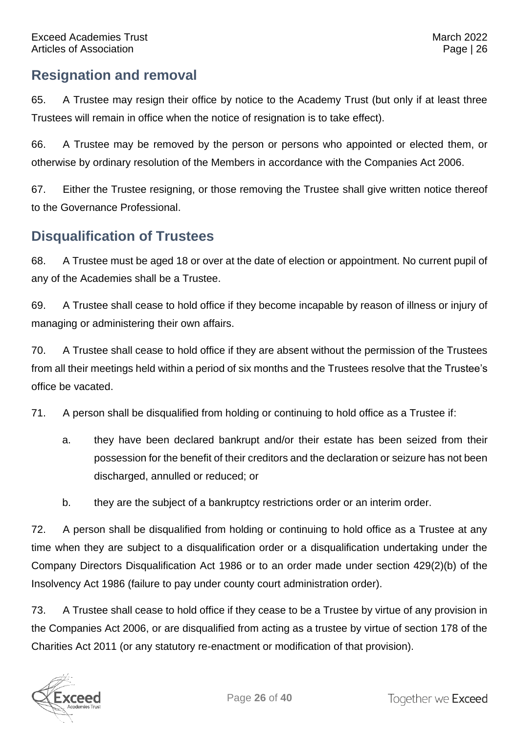## Resignation and removal

65. A Trustee may resign their office by notice to the Academy Trust (but only if at least three Trustees will remain in office when the notice of resignation is to take effect).

66. A Trustee may be removed by the person or persons who appointed or elected them, or otherwise by ordinary resolution of the Members in accordance with the Companies Act 2006.

67. Either the Trustee resigning, or those removing the Trustee shall give written notice thereof to the Governance Professional.

## Disqualification of Trustees

68. A Trustee must be aged 18 or over at the date of election or appointment. No current pupil of any of the Academies shall be a Trustee.

69. A Trustee shall cease to hold office if they become incapable by reason of illness or injury of managing or administering their own affairs.

70. A Trustee shall cease to hold office if they are absent without the permission of the Trustees from all their meetings held within a period of six months and the Trustees resolve that the Trustee's office be vacated.

71. A person shall be disqualified from holding or continuing to hold office as a Trustee if:

  a. they have been declared bankrupt and/or their estate has been seized from their possession for the benefit of their creditors and the declaration or seizure has not been discharged, annulled or reduced; or

  b. they are the subject of a bankruptcy restrictions order or an interim order.

72. A person shall be disqualified from holding or continuing to hold office as a Trustee at any time when they are subject to a disqualification order or a disqualification undertaking under the Company Directors Disqualification Act 1986 or to an order made under section 429(2)(b) of the Insolvency Act 1986 (failure to pay under county court administration order).

73. A Trustee shall cease to hold office if they cease to be a Trustee by virtue of any provision in the Companies Act 2006, or are disqualified from acting as a trustee by virtue of section 178 of the Charities Act 2011 (or any statutory re-enactment or modification of that provision).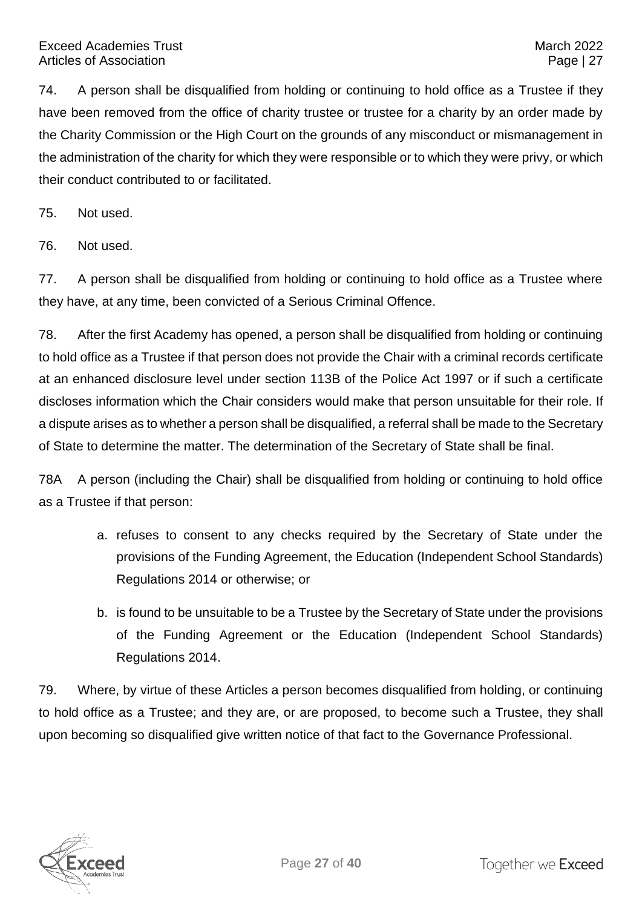74. A person shall be disqualified from holding or continuing to hold office as a Trustee if they have been removed from the office of charity trustee or trustee for a charity by an order made by the Charity Commission or the High Court on the grounds of any misconduct or mismanagement in the administration of the charity for which they were responsible or to which they were privy, or which their conduct contributed to or facilitated.

75. Not used.

76. Not used.

77. A person shall be disqualified from holding or continuing to hold office as a Trustee where they have, at any time, been convicted of a Serious Criminal Offence.

78. After the first Academy has opened, a person shall be disqualified from holding or continuing to hold office as a Trustee if that person does not provide the Chair with a criminal records certificate at an enhanced disclosure level under section 113B of the Police Act 1997 or if such a certificate discloses information which the Chair considers would make that person unsuitable for their role. If a dispute arises as to whether a person shall be disqualified, a referral shall be made to the Secretary of State to determine the matter. The determination of the Secretary of State shall be final.

78A A person (including the Chair) shall be disqualified from holding or continuing to hold office as a Trustee if that person:

a. refuses to consent to any checks required by the Secretary of State under the provisions of the Funding Agreement, the Education (Independent School Standards) Regulations 2014 or otherwise; or

b. is found to be unsuitable to be a Trustee by the Secretary of State under the provisions of the Funding Agreement or the Education (Independent School Standards) Regulations 2014.

79. Where, by virtue of these Articles a person becomes disqualified from holding, or continuing to hold office as a Trustee; and they are, or are proposed, to become such a Trustee, they shall upon becoming so disqualified give written notice of that fact to the Governance Professional.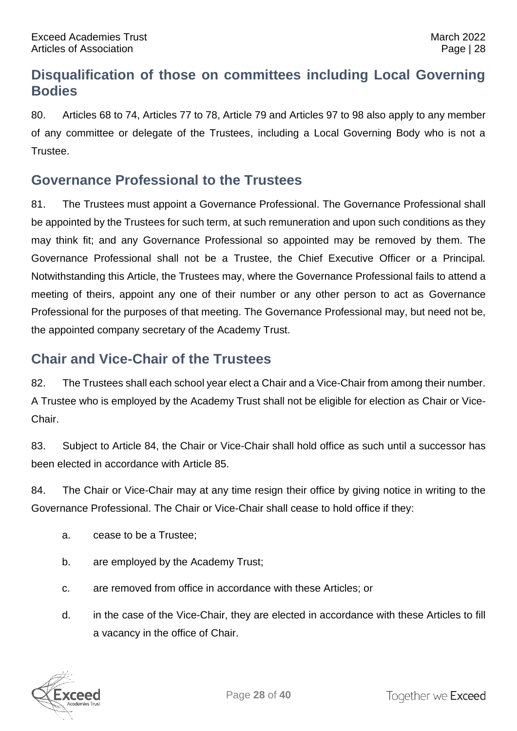## Disqualification of those on committees including Local Governing Bodies

80. Articles 68 to 74, Articles 77 to 78, Article 79 and Articles 97 to 98 also apply to any member of any committee or delegate of the Trustees, including a Local Governing Body who is not a Trustee.

## Governance Professional to the Trustees

81. The Trustees must appoint a Governance Professional. The Governance Professional shall be appointed by the Trustees for such term, at such remuneration and upon such conditions as they may think fit; and any Governance Professional so appointed may be removed by them. The Governance Professional shall not be a Trustee, the Chief Executive Officer or a Principal. Notwithstanding this Article, the Trustees may, where the Governance Professional fails to attend a meeting of theirs, appoint any one of their number or any other person to act as Governance Professional for the purposes of that meeting. The Governance Professional may, but need not be, the appointed company secretary of the Academy Trust.

## Chair and Vice-Chair of the Trustees

82. The Trustees shall each school year elect a Chair and a Vice-Chair from among their number. A Trustee who is employed by the Academy Trust shall not be eligible for election as Chair or Vice-Chair.

83. Subject to Article 84, the Chair or Vice-Chair shall hold office as such until a successor has been elected in accordance with Article 85.

84. The Chair or Vice-Chair may at any time resign their office by giving notice in writing to the Governance Professional. The Chair or Vice-Chair shall cease to hold office if they:

a. cease to be a Trustee;

b. are employed by the Academy Trust;

c. are removed from office in accordance with these Articles; or

d. in the case of the Vice-Chair, they are elected in accordance with these Articles to fill a vacancy in the office of Chair.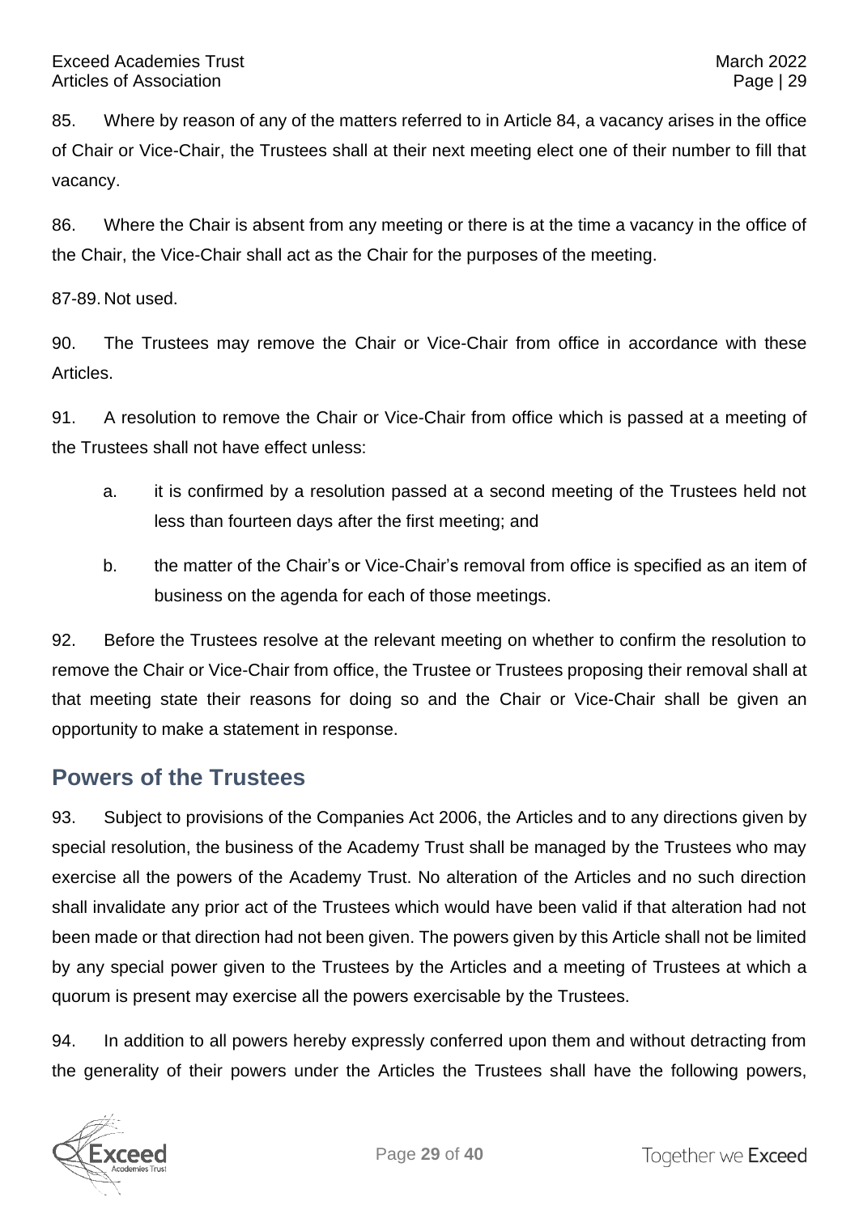85. Where by reason of any of the matters referred to in Article 84, a vacancy arises in the office of Chair or Vice-Chair, the Trustees shall at their next meeting elect one of their number to fill that vacancy.

86. Where the Chair is absent from any meeting or there is at the time a vacancy in the office of the Chair, the Vice-Chair shall act as the Chair for the purposes of the meeting.

87-89. Not used.

90. The Trustees may remove the Chair or Vice-Chair from office in accordance with these Articles.

91. A resolution to remove the Chair or Vice-Chair from office which is passed at a meeting of the Trustees shall not have effect unless:

a. it is confirmed by a resolution passed at a second meeting of the Trustees held not less than fourteen days after the first meeting; and

b. the matter of the Chair's or Vice-Chair's removal from office is specified as an item of business on the agenda for each of those meetings.

92. Before the Trustees resolve at the relevant meeting on whether to confirm the resolution to remove the Chair or Vice-Chair from office, the Trustee or Trustees proposing their removal shall at that meeting state their reasons for doing so and the Chair or Vice-Chair shall be given an opportunity to make a statement in response.

## Powers of the Trustees

93. Subject to provisions of the Companies Act 2006, the Articles and to any directions given by special resolution, the business of the Academy Trust shall be managed by the Trustees who may exercise all the powers of the Academy Trust. No alteration of the Articles and no such direction shall invalidate any prior act of the Trustees which would have been valid if that alteration had not been made or that direction had not been given. The powers given by this Article shall not be limited by any special power given to the Trustees by the Articles and a meeting of Trustees at which a quorum is present may exercise all the powers exercisable by the Trustees.

94. In addition to all powers hereby expressly conferred upon them and without detracting from the generality of their powers under the Articles the Trustees shall have the following powers,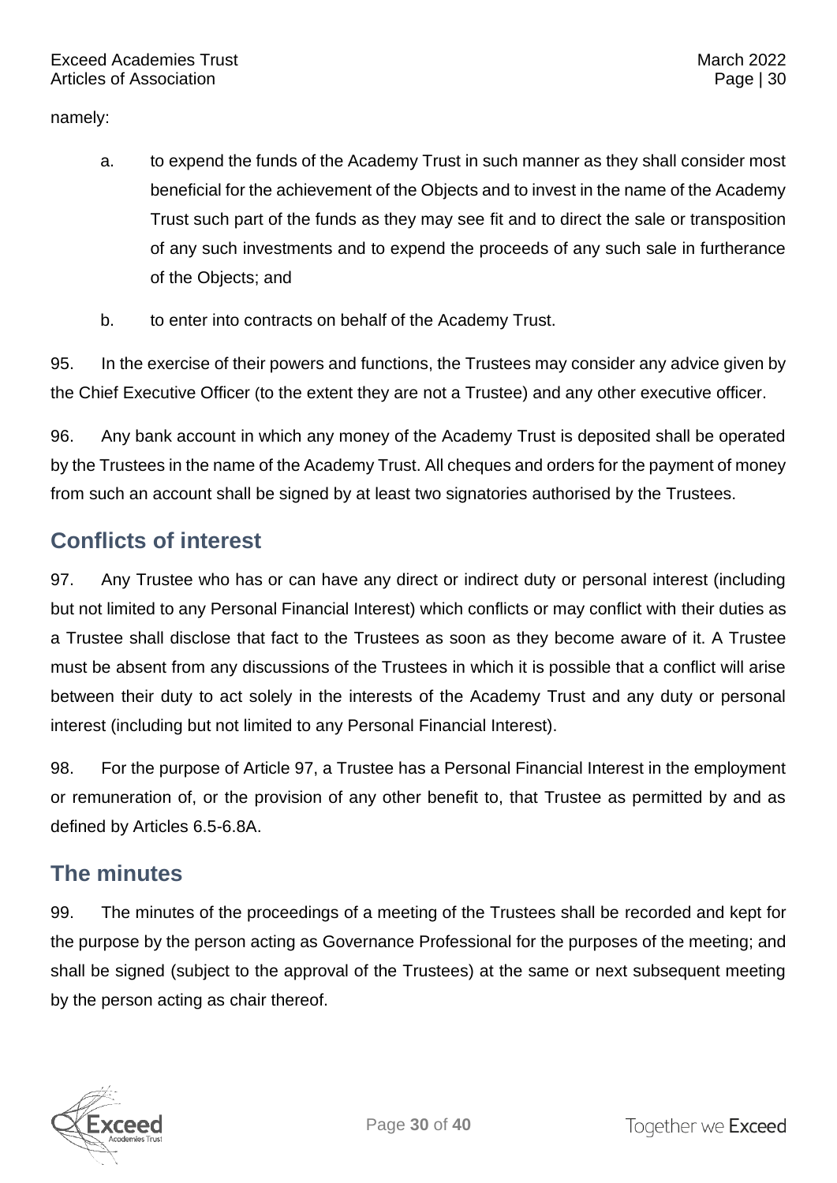namely:

a. to expend the funds of the Academy Trust in such manner as they shall consider most beneficial for the achievement of the Objects and to invest in the name of the Academy Trust such part of the funds as they may see fit and to direct the sale or transposition of any such investments and to expend the proceeds of any such sale in furtherance of the Objects; and

b. to enter into contracts on behalf of the Academy Trust.

95. In the exercise of their powers and functions, the Trustees may consider any advice given by the Chief Executive Officer (to the extent they are not a Trustee) and any other executive officer.

96. Any bank account in which any money of the Academy Trust is deposited shall be operated by the Trustees in the name of the Academy Trust. All cheques and orders for the payment of money from such an account shall be signed by at least two signatories authorised by the Trustees.

## Conflicts of interest

97. Any Trustee who has or can have any direct or indirect duty or personal interest (including but not limited to any Personal Financial Interest) which conflicts or may conflict with their duties as a Trustee shall disclose that fact to the Trustees as soon as they become aware of it. A Trustee must be absent from any discussions of the Trustees in which it is possible that a conflict will arise between their duty to act solely in the interests of the Academy Trust and any duty or personal interest (including but not limited to any Personal Financial Interest).

98. For the purpose of Article 97, a Trustee has a Personal Financial Interest in the employment or remuneration of, or the provision of any other benefit to, that Trustee as permitted by and as defined by Articles 6.5-6.8A.

## The minutes

99. The minutes of the proceedings of a meeting of the Trustees shall be recorded and kept for the purpose by the person acting as Governance Professional for the purposes of the meeting; and shall be signed (subject to the approval of the Trustees) at the same or next subsequent meeting by the person acting as chair thereof.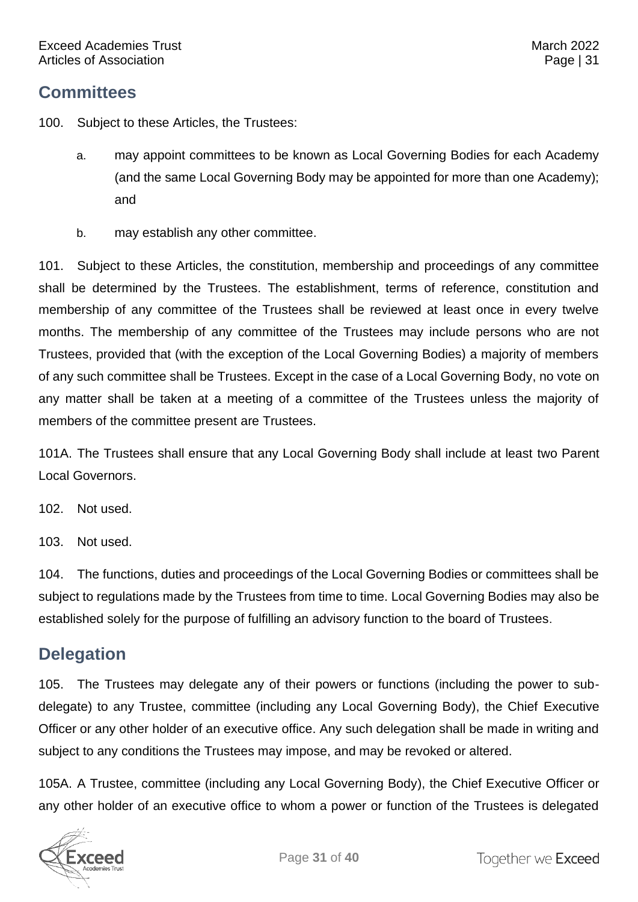## Committees

100. Subject to these Articles, the Trustees:

   a. may appoint committees to be known as Local Governing Bodies for each Academy (and the same Local Governing Body may be appointed for more than one Academy); and

   b. may establish any other committee.

101. Subject to these Articles, the constitution, membership and proceedings of any committee shall be determined by the Trustees. The establishment, terms of reference, constitution and membership of any committee of the Trustees shall be reviewed at least once in every twelve months. The membership of any committee of the Trustees may include persons who are not Trustees, provided that (with the exception of the Local Governing Bodies) a majority of members of any such committee shall be Trustees. Except in the case of a Local Governing Body, no vote on any matter shall be taken at a meeting of a committee of the Trustees unless the majority of members of the committee present are Trustees.

101A. The Trustees shall ensure that any Local Governing Body shall include at least two Parent Local Governors.

102. Not used.

103. Not used.

104. The functions, duties and proceedings of the Local Governing Bodies or committees shall be subject to regulations made by the Trustees from time to time. Local Governing Bodies may also be established solely for the purpose of fulfilling an advisory function to the board of Trustees.

## Delegation

105. The Trustees may delegate any of their powers or functions (including the power to sub-delegate) to any Trustee, committee (including any Local Governing Body), the Chief Executive Officer or any other holder of an executive office. Any such delegation shall be made in writing and subject to any conditions the Trustees may impose, and may be revoked or altered.

105A. A Trustee, committee (including any Local Governing Body), the Chief Executive Officer or any other holder of an executive office to whom a power or function of the Trustees is delegated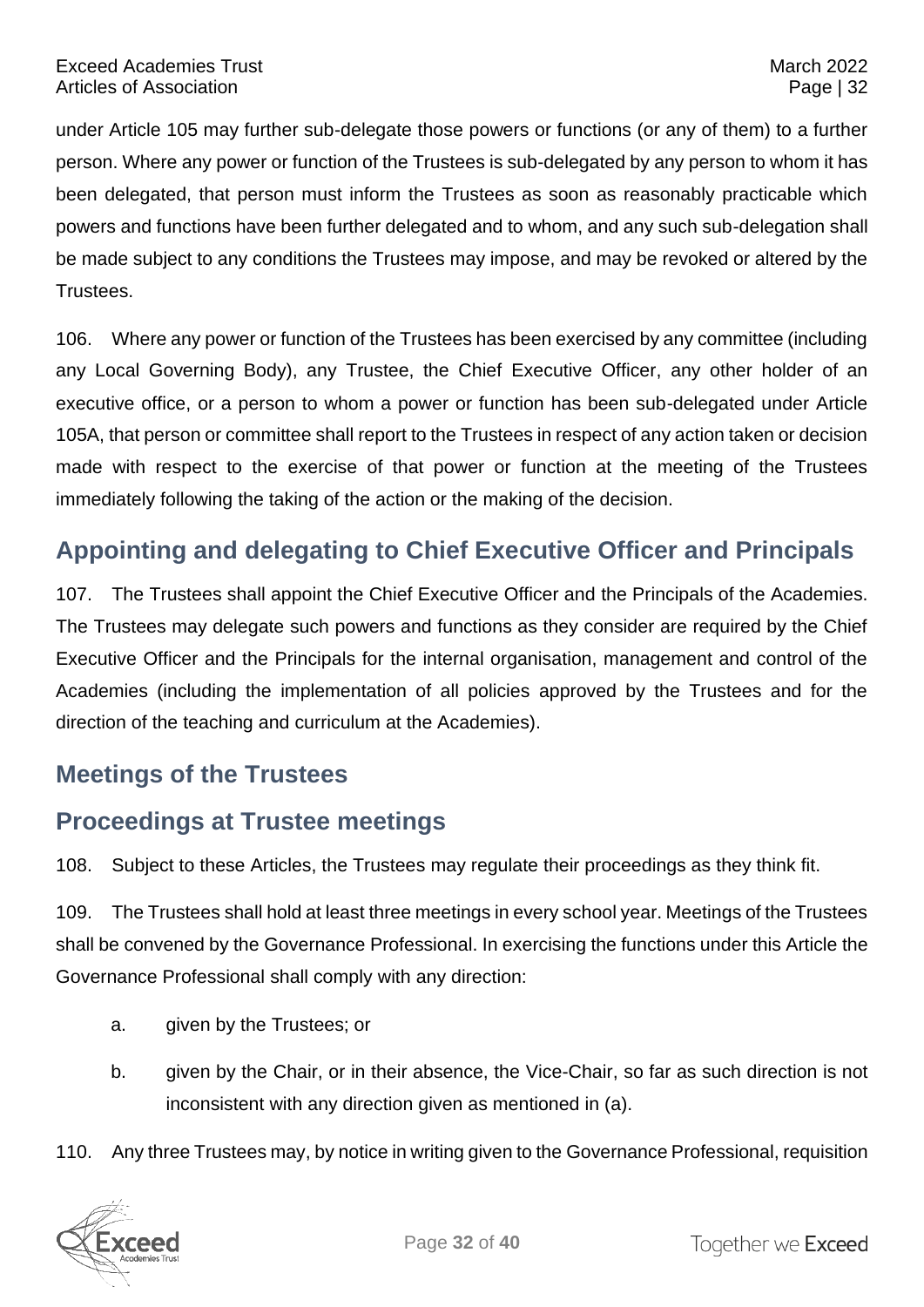under Article 105 may further sub-delegate those powers or functions (or any of them) to a further person. Where any power or function of the Trustees is sub-delegated by any person to whom it has been delegated, that person must inform the Trustees as soon as reasonably practicable which powers and functions have been further delegated and to whom, and any such sub-delegation shall be made subject to any conditions the Trustees may impose, and may be revoked or altered by the Trustees.

106. Where any power or function of the Trustees has been exercised by any committee (including any Local Governing Body), any Trustee, the Chief Executive Officer, any other holder of an executive office, or a person to whom a power or function has been sub-delegated under Article 105A, that person or committee shall report to the Trustees in respect of any action taken or decision made with respect to the exercise of that power or function at the meeting of the Trustees immediately following the taking of the action or the making of the decision.

## Appointing and delegating to Chief Executive Officer and Principals

107. The Trustees shall appoint the Chief Executive Officer and the Principals of the Academies. The Trustees may delegate such powers and functions as they consider are required by the Chief Executive Officer and the Principals for the internal organisation, management and control of the Academies (including the implementation of all policies approved by the Trustees and for the direction of the teaching and curriculum at the Academies).

## Meetings of the Trustees

## Proceedings at Trustee meetings

108. Subject to these Articles, the Trustees may regulate their proceedings as they think fit.

109. The Trustees shall hold at least three meetings in every school year. Meetings of the Trustees shall be convened by the Governance Professional. In exercising the functions under this Article the Governance Professional shall comply with any direction:

a. given by the Trustees; or

b. given by the Chair, or in their absence, the Vice-Chair, so far as such direction is not inconsistent with any direction given as mentioned in (a).

110. Any three Trustees may, by notice in writing given to the Governance Professional, requisition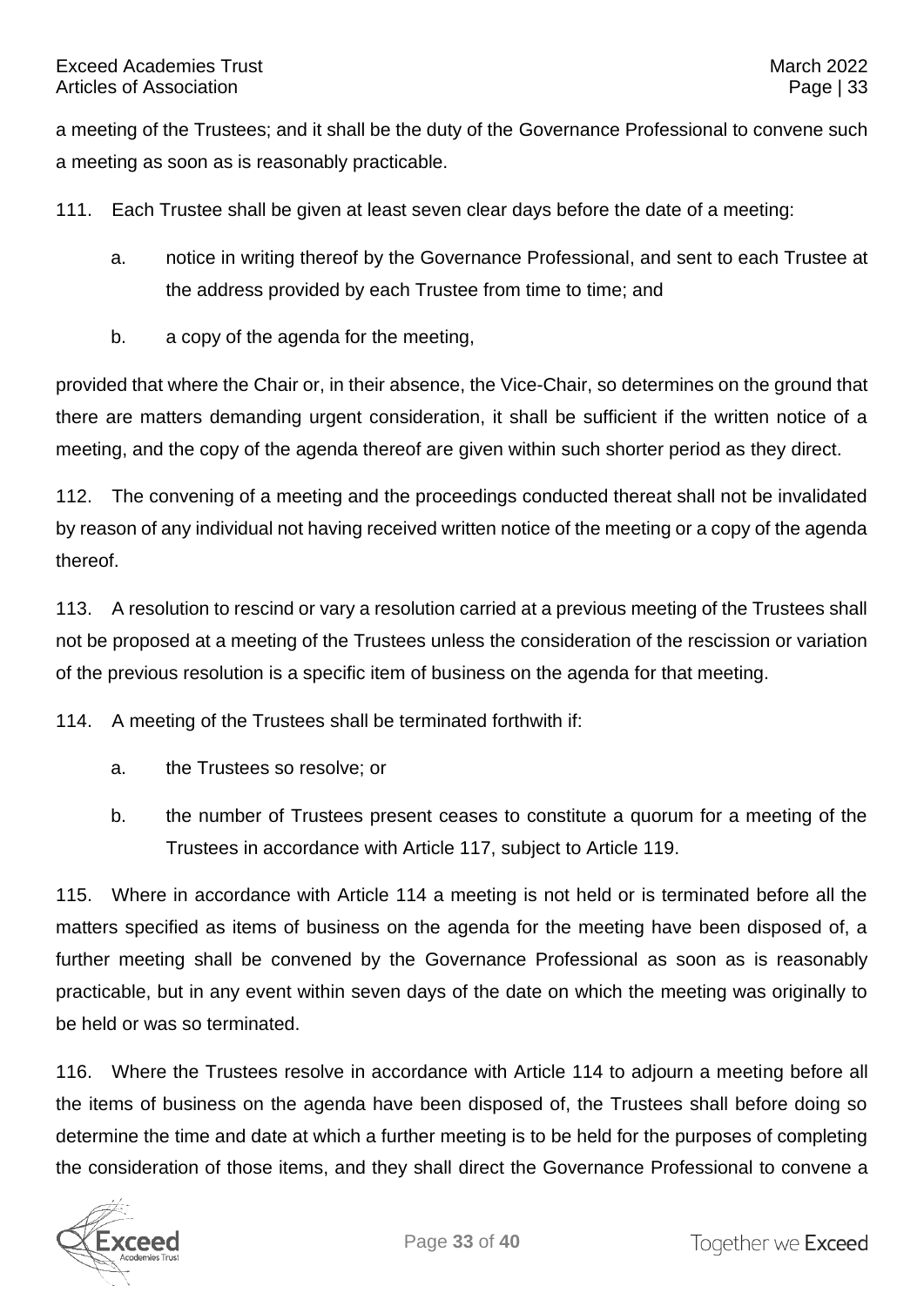a meeting of the Trustees; and it shall be the duty of the Governance Professional to convene such a meeting as soon as is reasonably practicable.

111. Each Trustee shall be given at least seven clear days before the date of a meeting:

a. notice in writing thereof by the Governance Professional, and sent to each Trustee at the address provided by each Trustee from time to time; and

b. a copy of the agenda for the meeting,

provided that where the Chair or, in their absence, the Vice-Chair, so determines on the ground that there are matters demanding urgent consideration, it shall be sufficient if the written notice of a meeting, and the copy of the agenda thereof are given within such shorter period as they direct.

112. The convening of a meeting and the proceedings conducted thereat shall not be invalidated by reason of any individual not having received written notice of the meeting or a copy of the agenda thereof.

113. A resolution to rescind or vary a resolution carried at a previous meeting of the Trustees shall not be proposed at a meeting of the Trustees unless the consideration of the rescission or variation of the previous resolution is a specific item of business on the agenda for that meeting.

114. A meeting of the Trustees shall be terminated forthwith if:

a. the Trustees so resolve; or

b. the number of Trustees present ceases to constitute a quorum for a meeting of the Trustees in accordance with Article 117, subject to Article 119.

115. Where in accordance with Article 114 a meeting is not held or is terminated before all the matters specified as items of business on the agenda for the meeting have been disposed of, a further meeting shall be convened by the Governance Professional as soon as is reasonably practicable, but in any event within seven days of the date on which the meeting was originally to be held or was so terminated.

116. Where the Trustees resolve in accordance with Article 114 to adjourn a meeting before all the items of business on the agenda have been disposed of, the Trustees shall before doing so determine the time and date at which a further meeting is to be held for the purposes of completing the consideration of those items, and they shall direct the Governance Professional to convene a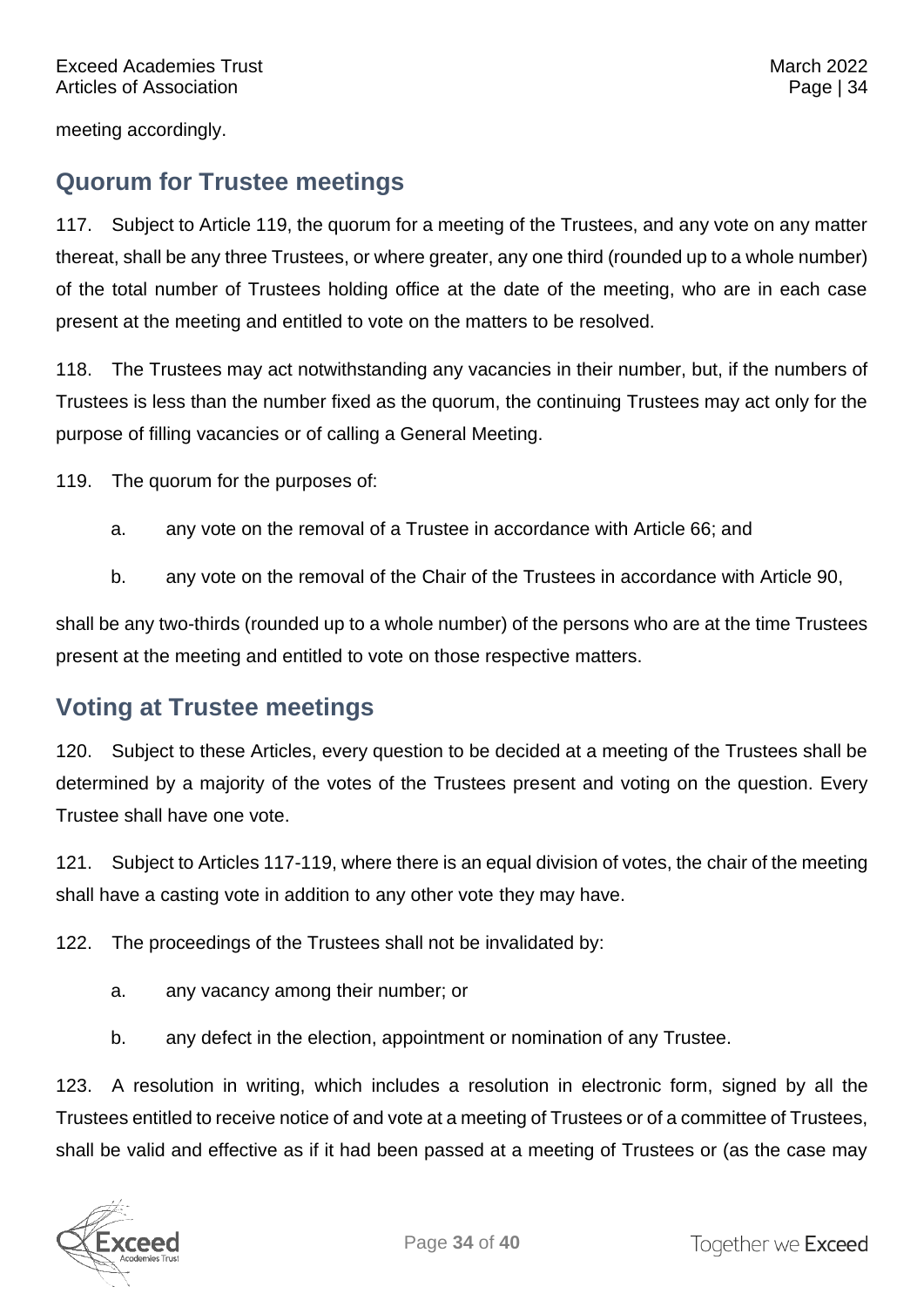meeting accordingly.

## Quorum for Trustee meetings

117. Subject to Article 119, the quorum for a meeting of the Trustees, and any vote on any matter thereat, shall be any three Trustees, or where greater, any one third (rounded up to a whole number) of the total number of Trustees holding office at the date of the meeting, who are in each case present at the meeting and entitled to vote on the matters to be resolved.

118. The Trustees may act notwithstanding any vacancies in their number, but, if the numbers of Trustees is less than the number fixed as the quorum, the continuing Trustees may act only for the purpose of filling vacancies or of calling a General Meeting.

119. The quorum for the purposes of:

a. any vote on the removal of a Trustee in accordance with Article 66; and

b. any vote on the removal of the Chair of the Trustees in accordance with Article 90,

shall be any two-thirds (rounded up to a whole number) of the persons who are at the time Trustees present at the meeting and entitled to vote on those respective matters.

## Voting at Trustee meetings

120. Subject to these Articles, every question to be decided at a meeting of the Trustees shall be determined by a majority of the votes of the Trustees present and voting on the question. Every Trustee shall have one vote.

121. Subject to Articles 117-119, where there is an equal division of votes, the chair of the meeting shall have a casting vote in addition to any other vote they may have.

122. The proceedings of the Trustees shall not be invalidated by:

a. any vacancy among their number; or

b. any defect in the election, appointment or nomination of any Trustee.

123. A resolution in writing, which includes a resolution in electronic form, signed by all the Trustees entitled to receive notice of and vote at a meeting of Trustees or of a committee of Trustees, shall be valid and effective as if it had been passed at a meeting of Trustees or (as the case may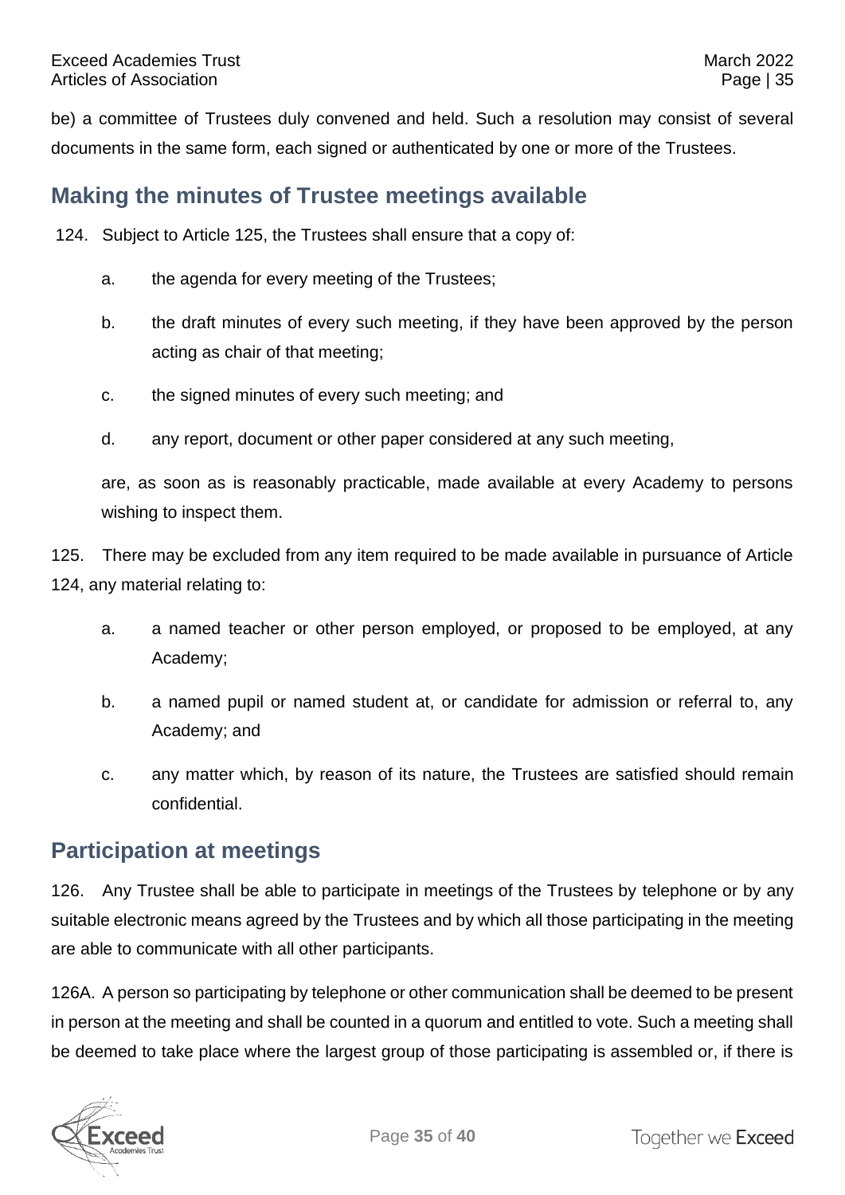be) a committee of Trustees duly convened and held. Such a resolution may consist of several documents in the same form, each signed or authenticated by one or more of the Trustees.

## Making the minutes of Trustee meetings available

124. Subject to Article 125, the Trustees shall ensure that a copy of:

   a. the agenda for every meeting of the Trustees;

   b. the draft minutes of every such meeting, if they have been approved by the person acting as chair of that meeting;

   c. the signed minutes of every such meeting; and

   d. any report, document or other paper considered at any such meeting,

   are, as soon as is reasonably practicable, made available at every Academy to persons wishing to inspect them.

125. There may be excluded from any item required to be made available in pursuance of Article 124, any material relating to:

   a. a named teacher or other person employed, or proposed to be employed, at any Academy;

   b. a named pupil or named student at, or candidate for admission or referral to, any Academy; and

   c. any matter which, by reason of its nature, the Trustees are satisfied should remain confidential.

## Participation at meetings

126. Any Trustee shall be able to participate in meetings of the Trustees by telephone or by any suitable electronic means agreed by the Trustees and by which all those participating in the meeting are able to communicate with all other participants.

126A. A person so participating by telephone or other communication shall be deemed to be present in person at the meeting and shall be counted in a quorum and entitled to vote. Such a meeting shall be deemed to take place where the largest group of those participating is assembled or, if there is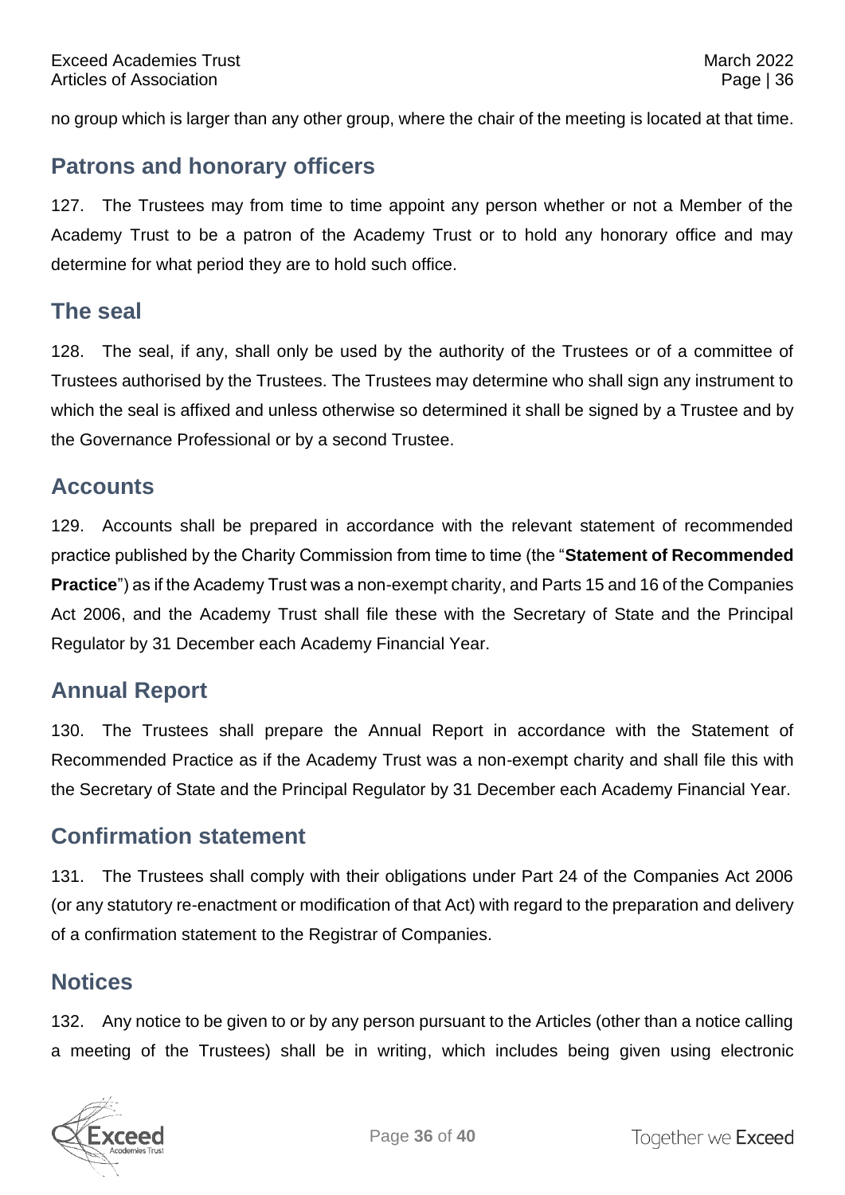no group which is larger than any other group, where the chair of the meeting is located at that time.

## Patrons and honorary officers

127. The Trustees may from time to time appoint any person whether or not a Member of the Academy Trust to be a patron of the Academy Trust or to hold any honorary office and may determine for what period they are to hold such office.

## The seal

128. The seal, if any, shall only be used by the authority of the Trustees or of a committee of Trustees authorised by the Trustees. The Trustees may determine who shall sign any instrument to which the seal is affixed and unless otherwise so determined it shall be signed by a Trustee and by the Governance Professional or by a second Trustee.

## Accounts

129. Accounts shall be prepared in accordance with the relevant statement of recommended practice published by the Charity Commission from time to time (the "**Statement of Recommended Practice**") as if the Academy Trust was a non-exempt charity, and Parts 15 and 16 of the Companies Act 2006, and the Academy Trust shall file these with the Secretary of State and the Principal Regulator by 31 December each Academy Financial Year.

## Annual Report

130. The Trustees shall prepare the Annual Report in accordance with the Statement of Recommended Practice as if the Academy Trust was a non-exempt charity and shall file this with the Secretary of State and the Principal Regulator by 31 December each Academy Financial Year.

## Confirmation statement

131. The Trustees shall comply with their obligations under Part 24 of the Companies Act 2006 (or any statutory re-enactment or modification of that Act) with regard to the preparation and delivery of a confirmation statement to the Registrar of Companies.

## Notices

132. Any notice to be given to or by any person pursuant to the Articles (other than a notice calling a meeting of the Trustees) shall be in writing, which includes being given using electronic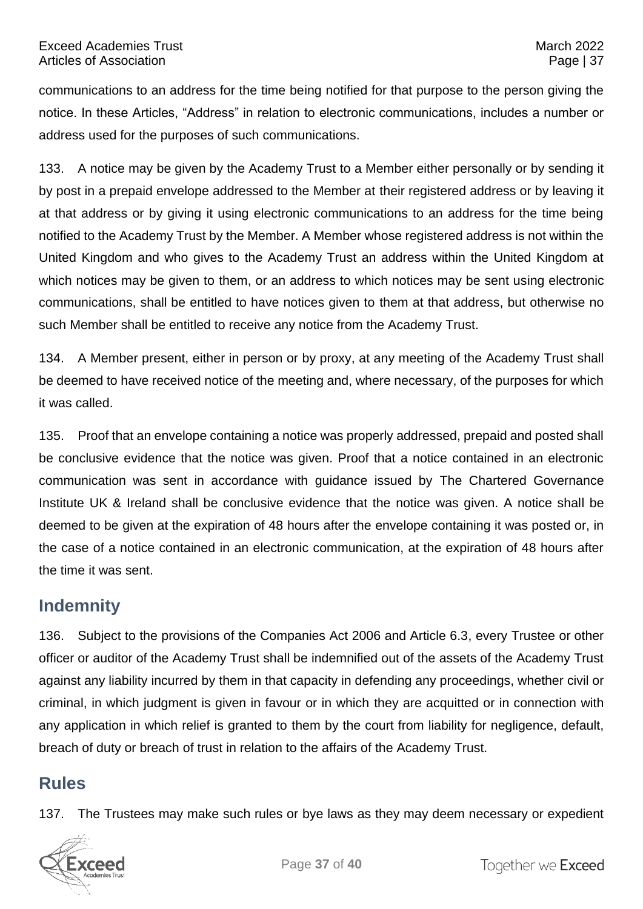communications to an address for the time being notified for that purpose to the person giving the notice. In these Articles, "Address" in relation to electronic communications, includes a number or address used for the purposes of such communications.

133. A notice may be given by the Academy Trust to a Member either personally or by sending it by post in a prepaid envelope addressed to the Member at their registered address or by leaving it at that address or by giving it using electronic communications to an address for the time being notified to the Academy Trust by the Member. A Member whose registered address is not within the United Kingdom and who gives to the Academy Trust an address within the United Kingdom at which notices may be given to them, or an address to which notices may be sent using electronic communications, shall be entitled to have notices given to them at that address, but otherwise no such Member shall be entitled to receive any notice from the Academy Trust.

134. A Member present, either in person or by proxy, at any meeting of the Academy Trust shall be deemed to have received notice of the meeting and, where necessary, of the purposes for which it was called.

135. Proof that an envelope containing a notice was properly addressed, prepaid and posted shall be conclusive evidence that the notice was given. Proof that a notice contained in an electronic communication was sent in accordance with guidance issued by The Chartered Governance Institute UK & Ireland shall be conclusive evidence that the notice was given. A notice shall be deemed to be given at the expiration of 48 hours after the envelope containing it was posted or, in the case of a notice contained in an electronic communication, at the expiration of 48 hours after the time it was sent.

## Indemnity

136. Subject to the provisions of the Companies Act 2006 and Article 6.3, every Trustee or other officer or auditor of the Academy Trust shall be indemnified out of the assets of the Academy Trust against any liability incurred by them in that capacity in defending any proceedings, whether civil or criminal, in which judgment is given in favour or in which they are acquitted or in connection with any application in which relief is granted to them by the court from liability for negligence, default, breach of duty or breach of trust in relation to the affairs of the Academy Trust.

## Rules

137. The Trustees may make such rules or bye laws as they may deem necessary or expedient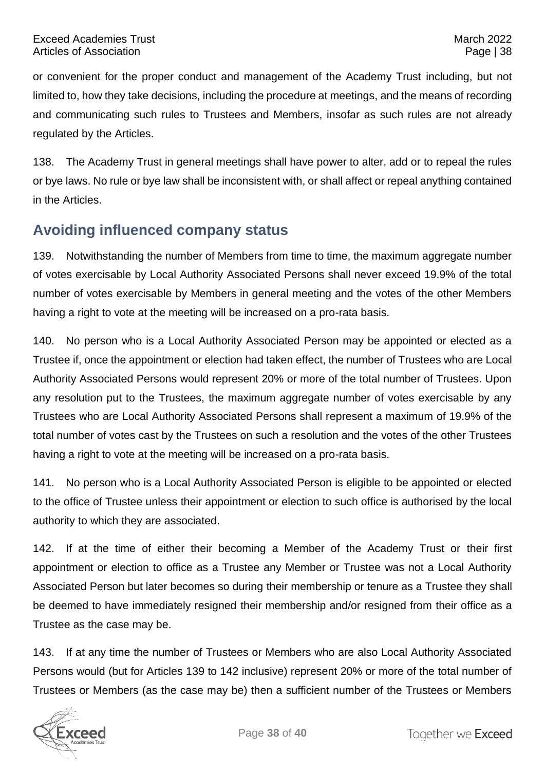or convenient for the proper conduct and management of the Academy Trust including, but not limited to, how they take decisions, including the procedure at meetings, and the means of recording and communicating such rules to Trustees and Members, insofar as such rules are not already regulated by the Articles.

138. The Academy Trust in general meetings shall have power to alter, add or to repeal the rules or bye laws. No rule or bye law shall be inconsistent with, or shall affect or repeal anything contained in the Articles.

## Avoiding influenced company status

139. Notwithstanding the number of Members from time to time, the maximum aggregate number of votes exercisable by Local Authority Associated Persons shall never exceed 19.9% of the total number of votes exercisable by Members in general meeting and the votes of the other Members having a right to vote at the meeting will be increased on a pro-rata basis.

140. No person who is a Local Authority Associated Person may be appointed or elected as a Trustee if, once the appointment or election had taken effect, the number of Trustees who are Local Authority Associated Persons would represent 20% or more of the total number of Trustees. Upon any resolution put to the Trustees, the maximum aggregate number of votes exercisable by any Trustees who are Local Authority Associated Persons shall represent a maximum of 19.9% of the total number of votes cast by the Trustees on such a resolution and the votes of the other Trustees having a right to vote at the meeting will be increased on a pro-rata basis.

141. No person who is a Local Authority Associated Person is eligible to be appointed or elected to the office of Trustee unless their appointment or election to such office is authorised by the local authority to which they are associated.

142. If at the time of either their becoming a Member of the Academy Trust or their first appointment or election to office as a Trustee any Member or Trustee was not a Local Authority Associated Person but later becomes so during their membership or tenure as a Trustee they shall be deemed to have immediately resigned their membership and/or resigned from their office as a Trustee as the case may be.

143. If at any time the number of Trustees or Members who are also Local Authority Associated Persons would (but for Articles 139 to 142 inclusive) represent 20% or more of the total number of Trustees or Members (as the case may be) then a sufficient number of the Trustees or Members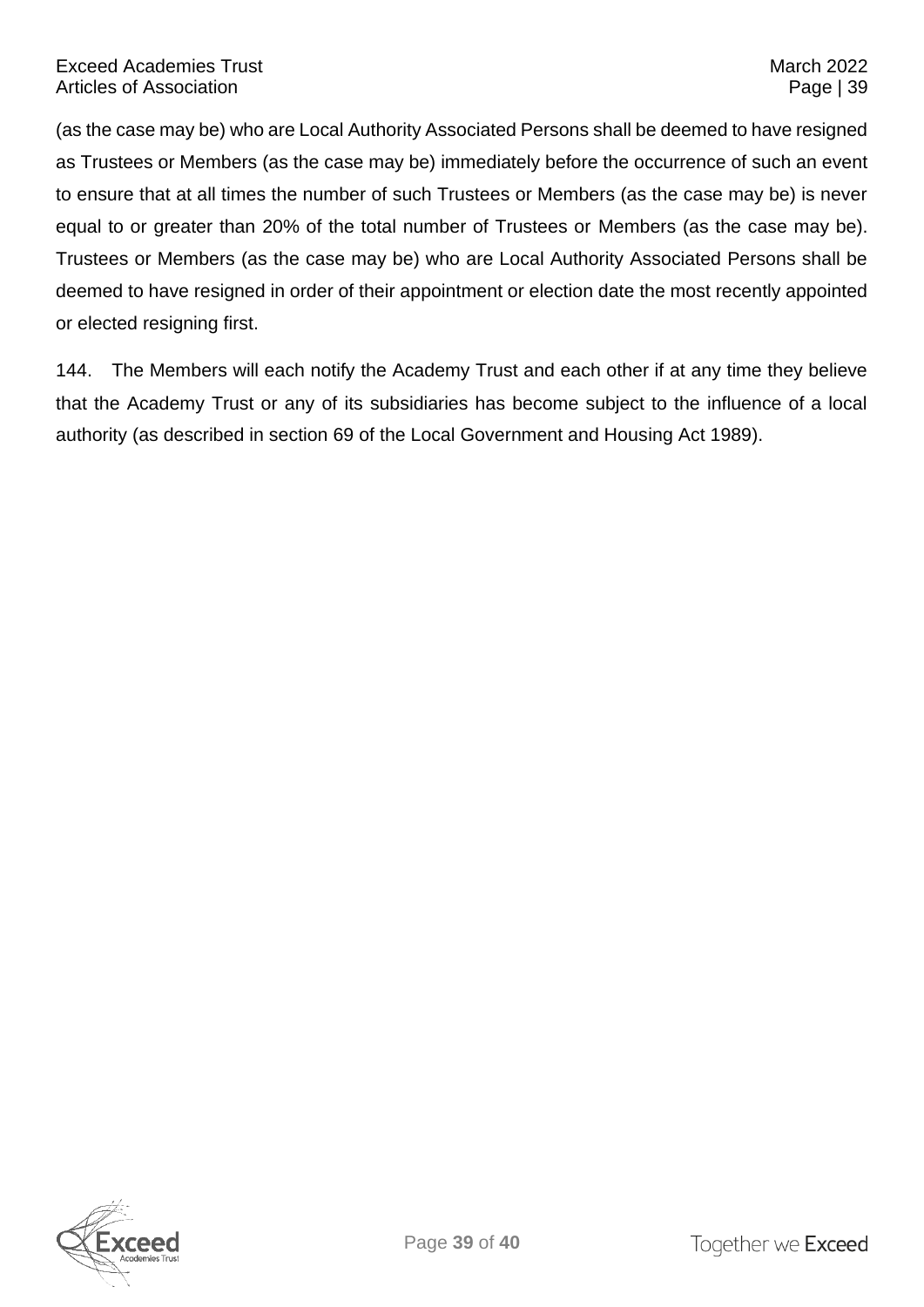(as the case may be) who are Local Authority Associated Persons shall be deemed to have resigned as Trustees or Members (as the case may be) immediately before the occurrence of such an event to ensure that at all times the number of such Trustees or Members (as the case may be) is never equal to or greater than 20% of the total number of Trustees or Members (as the case may be). Trustees or Members (as the case may be) who are Local Authority Associated Persons shall be deemed to have resigned in order of their appointment or election date the most recently appointed or elected resigning first.

144. The Members will each notify the Academy Trust and each other if at any time they believe that the Academy Trust or any of its subsidiaries has become subject to the influence of a local authority (as described in section 69 of the Local Government and Housing Act 1989).